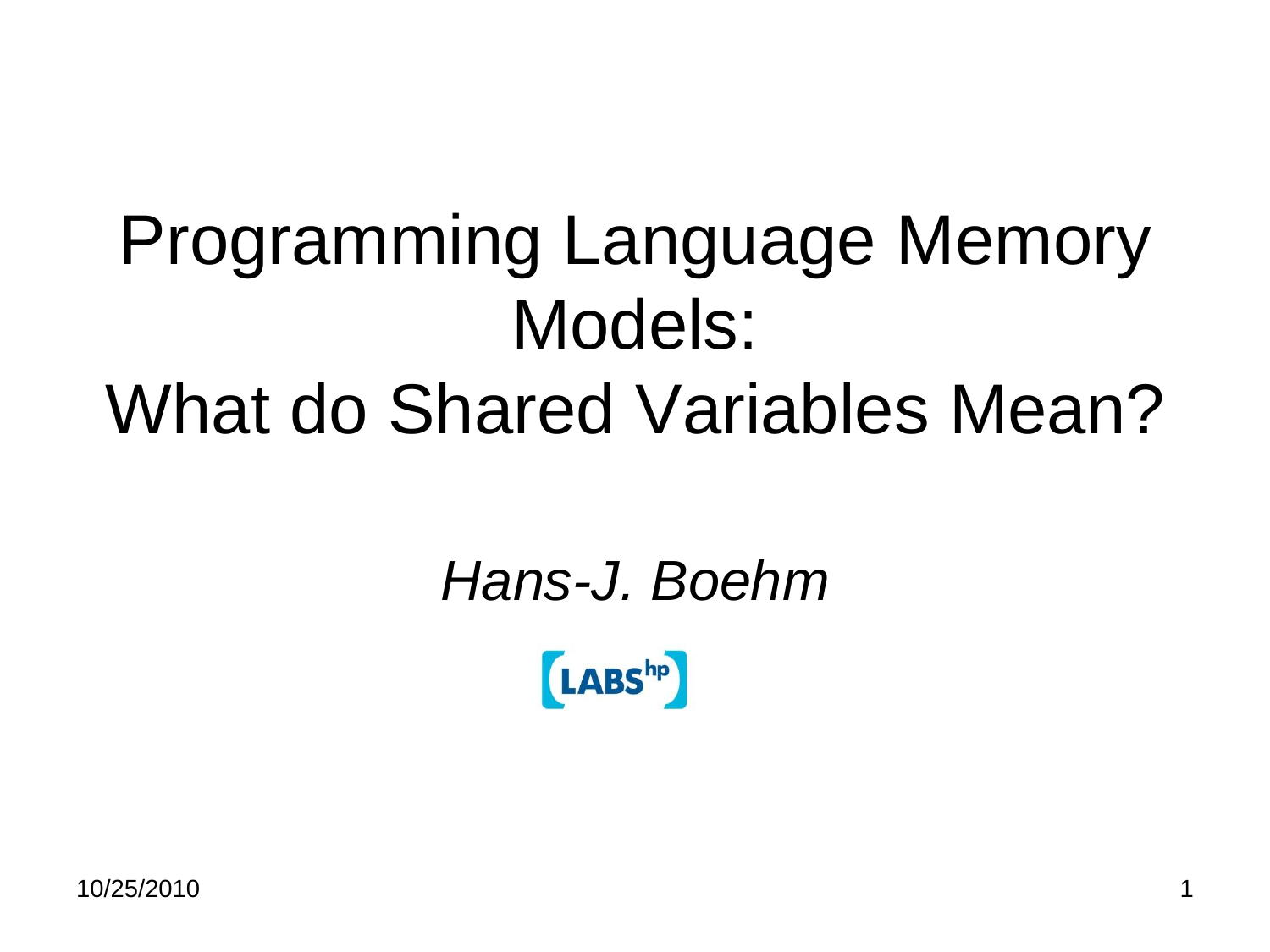# Programming Language Memory Models: What do Shared Variables Mean?

*Hans-J. Boehm*

LABS hp

10/25/2010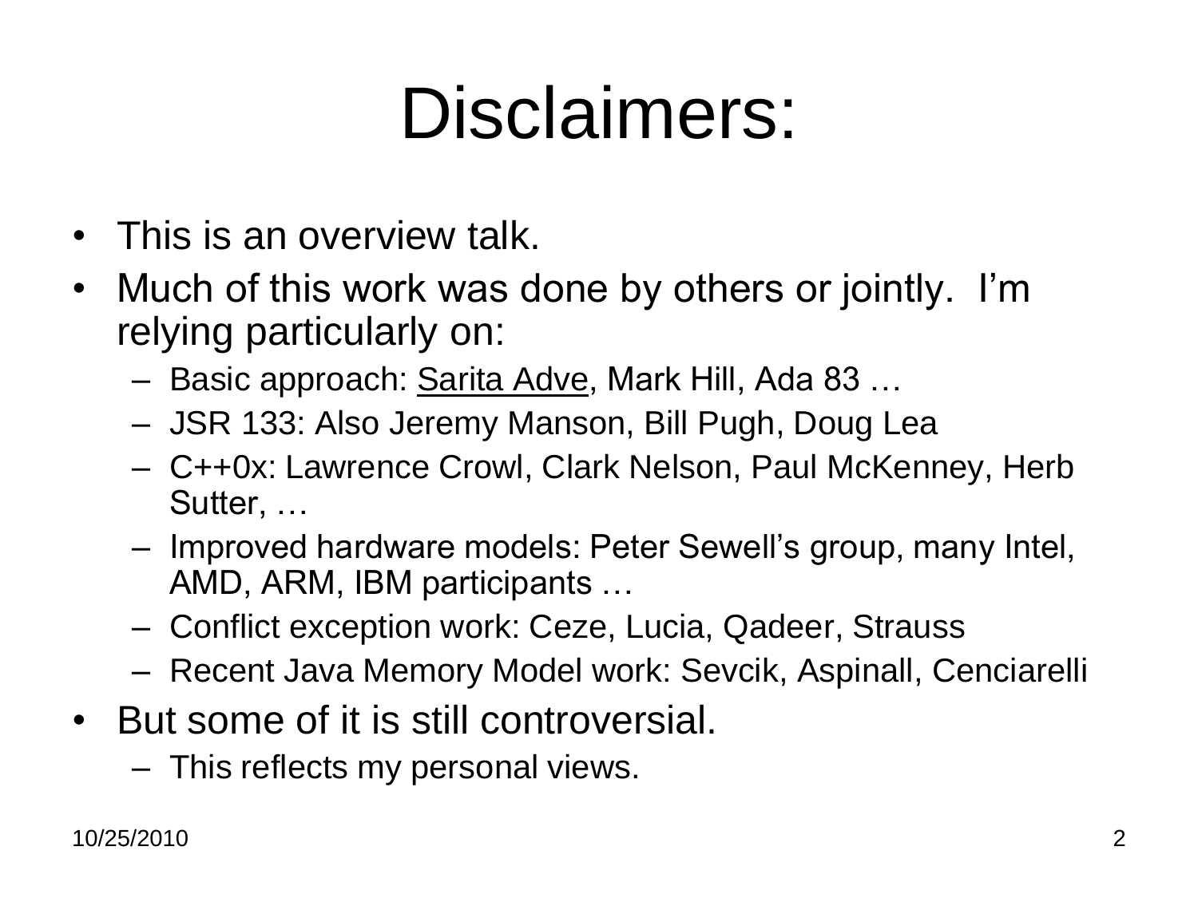# Disclaimers:

- This is an overview talk.
- Much of this work was done by others or jointly. I'm relying particularly on:
  - Basic approach: Sarita Adve, Mark Hill, Ada 83 …
  - JSR 133: Also Jeremy Manson, Bill Pugh, Doug Lea
  - C++0x: Lawrence Crowl, Clark Nelson, Paul McKenney, Herb Sutter, …
  - Improved hardware models: Peter Sewell's group, many Intel, AMD, ARM, IBM participants …
  - Conflict exception work: Ceze, Lucia, Qadeer, Strauss
  - Recent Java Memory Model work: Sevcik, Aspinall, Cenciarelli
- But some of it is still controversial.
  - This reflects my personal views.

10/25/2010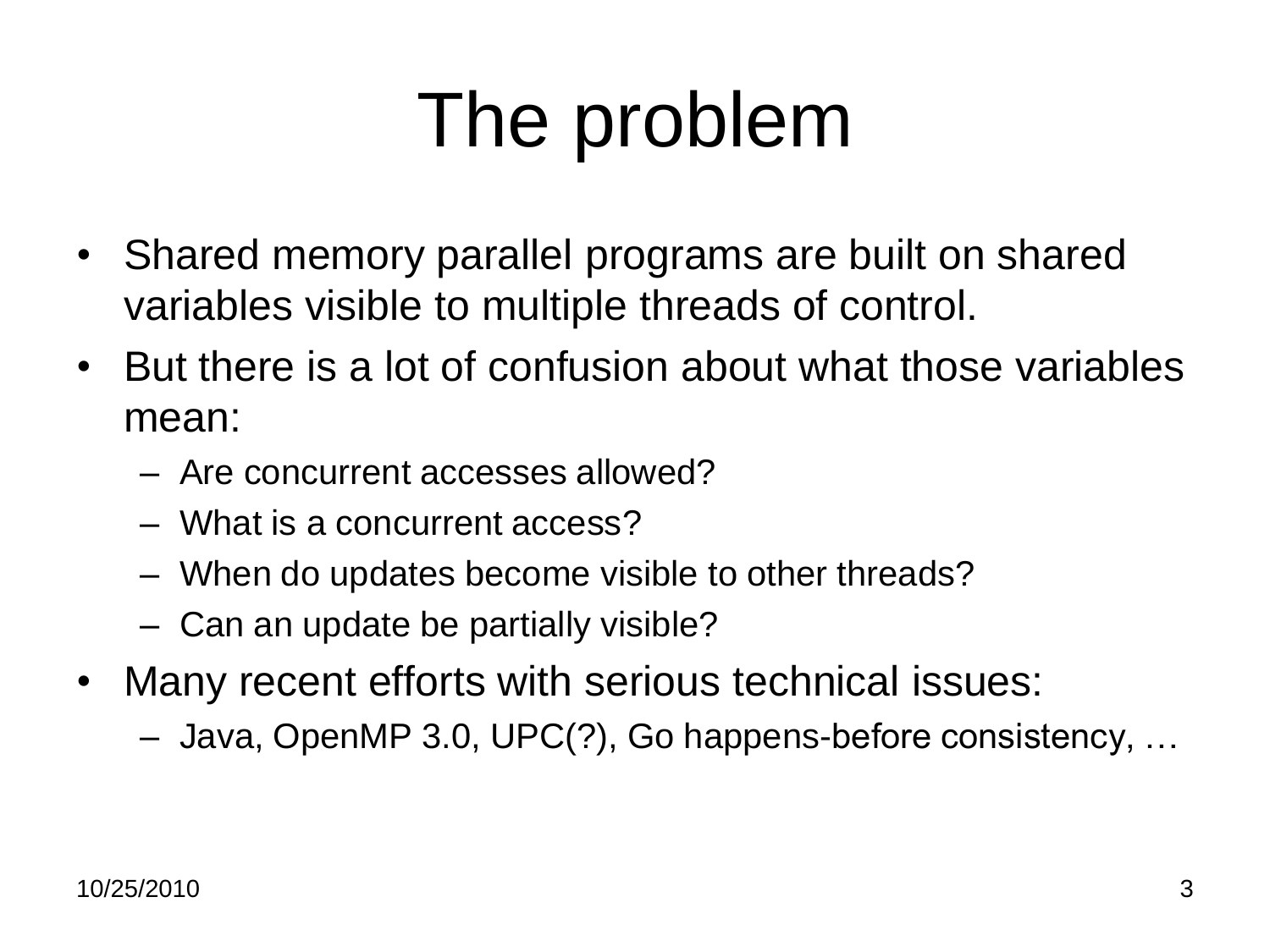# The problem

- Shared memory parallel programs are built on shared variables visible to multiple threads of control.
- But there is a lot of confusion about what those variables mean:
  - Are concurrent accesses allowed?
  - What is a concurrent access?
  - When do updates become visible to other threads?
  - Can an update be partially visible?
- Many recent efforts with serious technical issues:
  - Java, OpenMP 3.0, UPC(?), Go happens-before consistency, …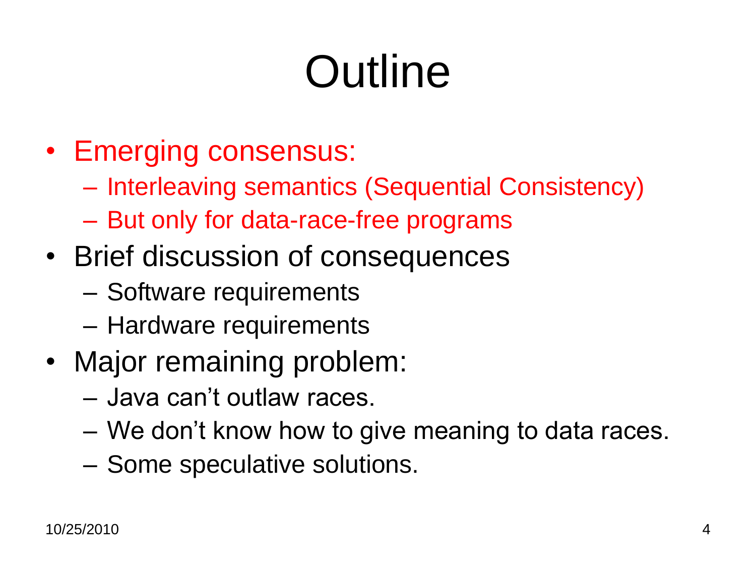# Outline

- Emerging consensus:
  - Interleaving semantics (Sequential Consistency)
  - But only for data-race-free programs
- Brief discussion of consequences
  - Software requirements
  - Hardware requirements
- Major remaining problem:
  - Java can't outlaw races.
  - We don't know how to give meaning to data races.
  - Some speculative solutions.

10/25/2010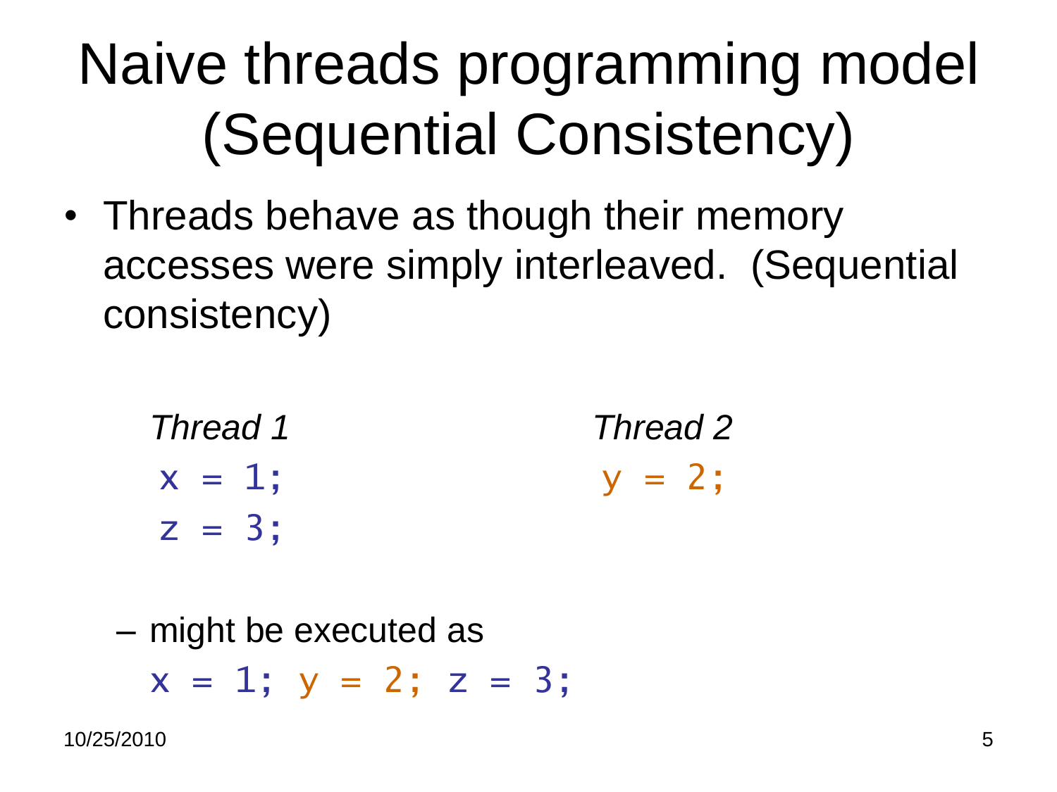# Naive threads programming model (Sequential Consistency)

- Threads behave as though their memory accesses were simply interleaved. (Sequential consistency)

| *Thread 1* | *Thread 2* |
|---|---|
| `x = 1;` | `y = 2;` |
| `z = 3;` | |

  – might be executed as

```
x = 1; y = 2; z = 3;
```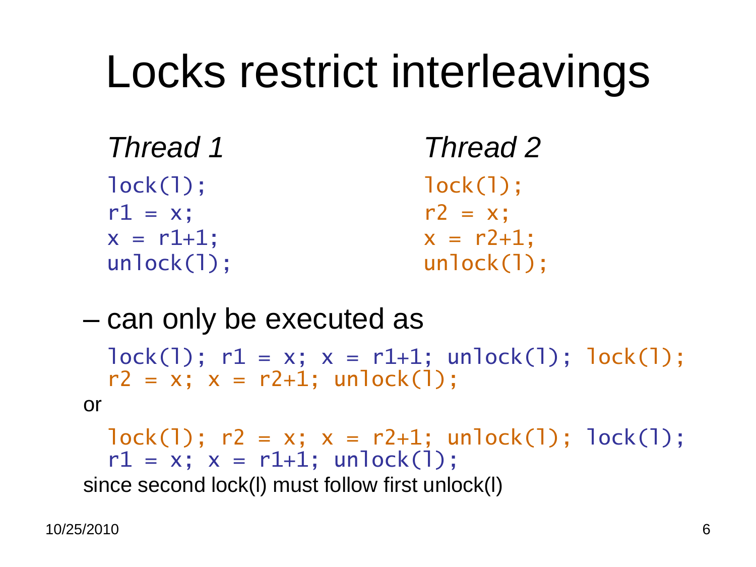# Locks restrict interleavings

*Thread 1*

```
lock(l);
r1 = x;
x = r1+1;
unlock(l);
```

*Thread 2*

```
lock(l);
r2 = x;
x = r2+1;
unlock(l);
```

– can only be executed as

```
lock(l); r1 = x; x = r1+1; unlock(l); lock(l);
r2 = x; x = r2+1; unlock(l);
```

or

```
lock(l); r2 = x; x = r2+1; unlock(l); lock(l);
r1 = x; x = r1+1; unlock(l);
```

since second lock(l) must follow first unlock(l)

10/25/2010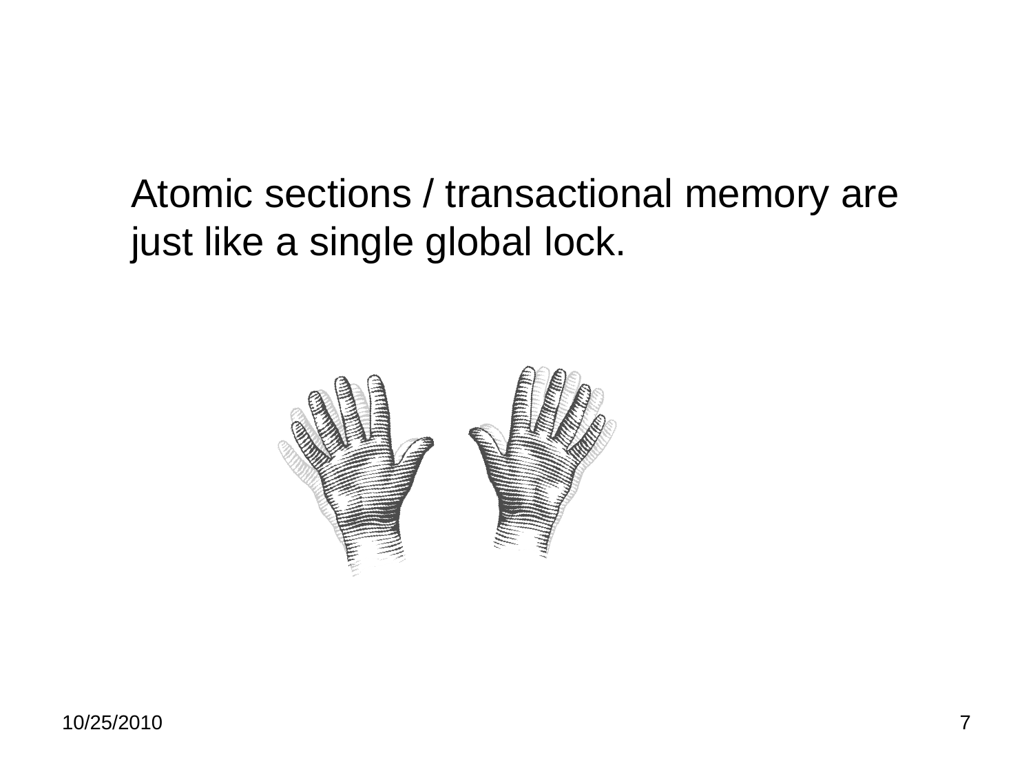Atomic sections / transactional memory are just like a single global lock.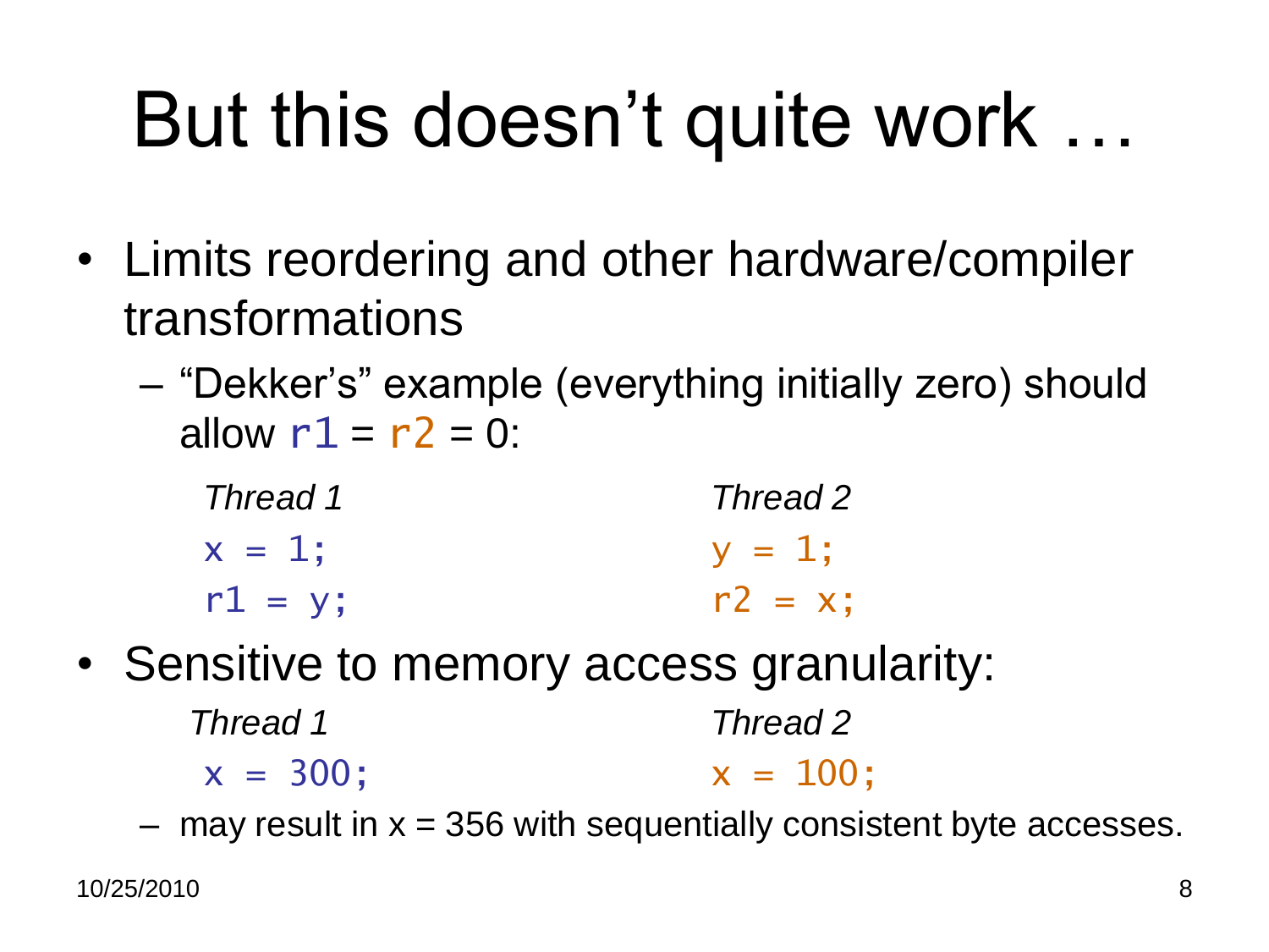# But this doesn't quite work …

- Limits reordering and other hardware/compiler transformations
  - "Dekker's" example (everything initially zero) should allow `r1` = `r2` = 0:

| *Thread 1* | *Thread 2* |
|---|---|
| `x = 1;` | `y = 1;` |
| `r1 = y;` | `r2 = x;` |

- Sensitive to memory access granularity:

| *Thread 1* | *Thread 2* |
|---|---|
| `x = 300;` | `x = 100;` |

  - may result in x = 356 with sequentially consistent byte accesses.

10/25/2010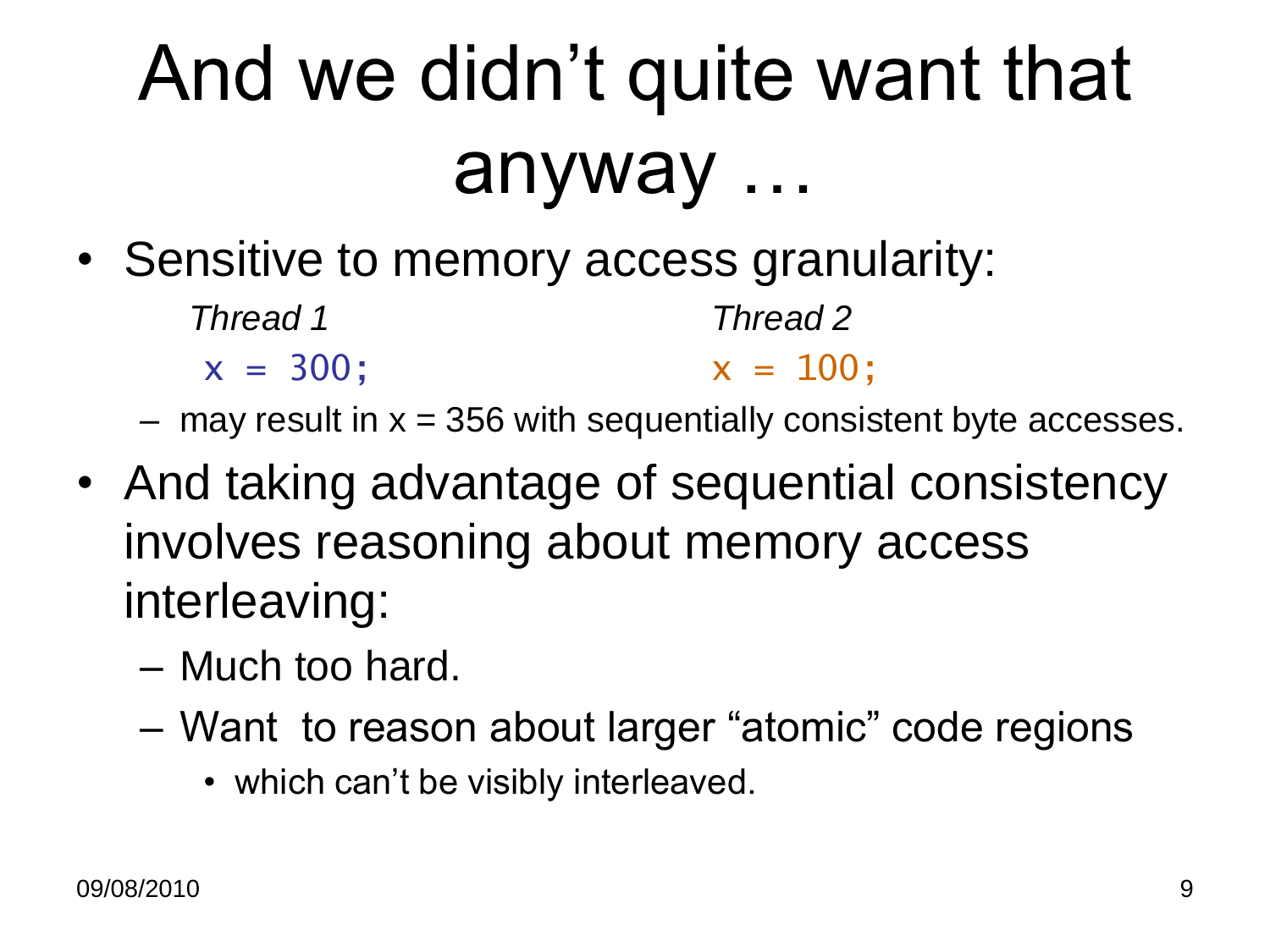# And we didn't quite want that anyway …

- Sensitive to memory access granularity:

| *Thread 1* | *Thread 2* |
| --- | --- |
| `x = 300;` | `x = 100;` |

  - may result in x = 356 with sequentially consistent byte accesses.
- And taking advantage of sequential consistency involves reasoning about memory access interleaving:
  - Much too hard.
  - Want to reason about larger "atomic" code regions
    - which can't be visibly interleaved.

09/08/2010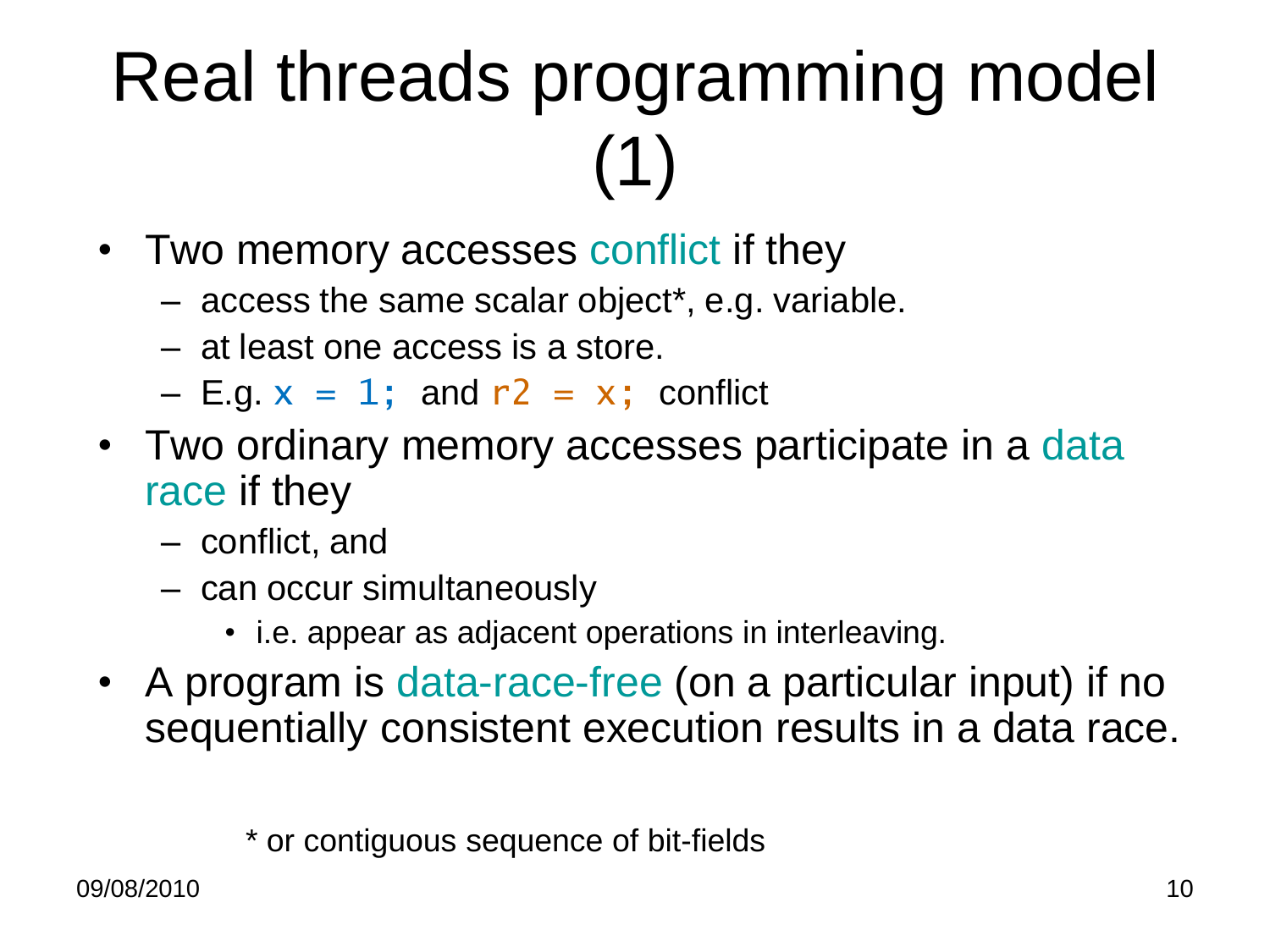# Real threads programming model (1)

- Two memory accesses conflict if they
  - access the same scalar object*, e.g. variable.
  - at least one access is a store.
  - E.g. `x = 1;` and `r2 = x;` conflict
- Two ordinary memory accesses participate in a data race if they
  - conflict, and
  - can occur simultaneously
    - i.e. appear as adjacent operations in interleaving.
- A program is data-race-free (on a particular input) if no sequentially consistent execution results in a data race.

\* or contiguous sequence of bit-fields

09/08/2010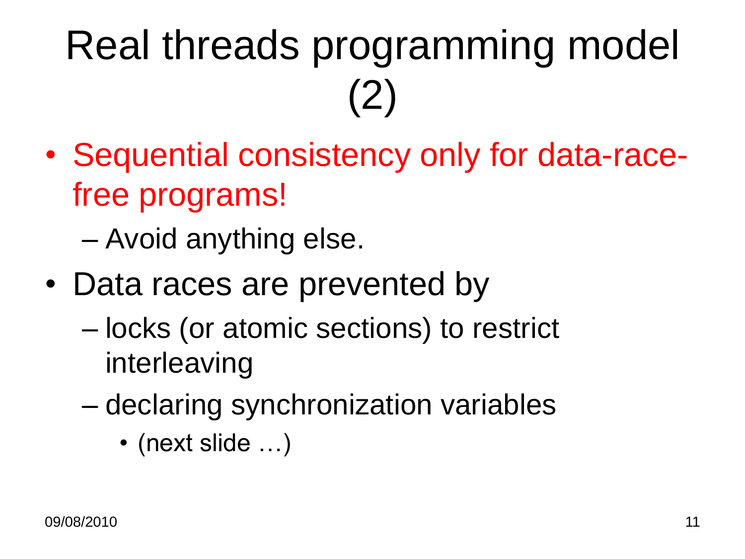# Real threads programming model (2)

- Sequential consistency only for data-race-free programs!
  - Avoid anything else.
- Data races are prevented by
  - locks (or atomic sections) to restrict interleaving
  - declaring synchronization variables
    - (next slide …)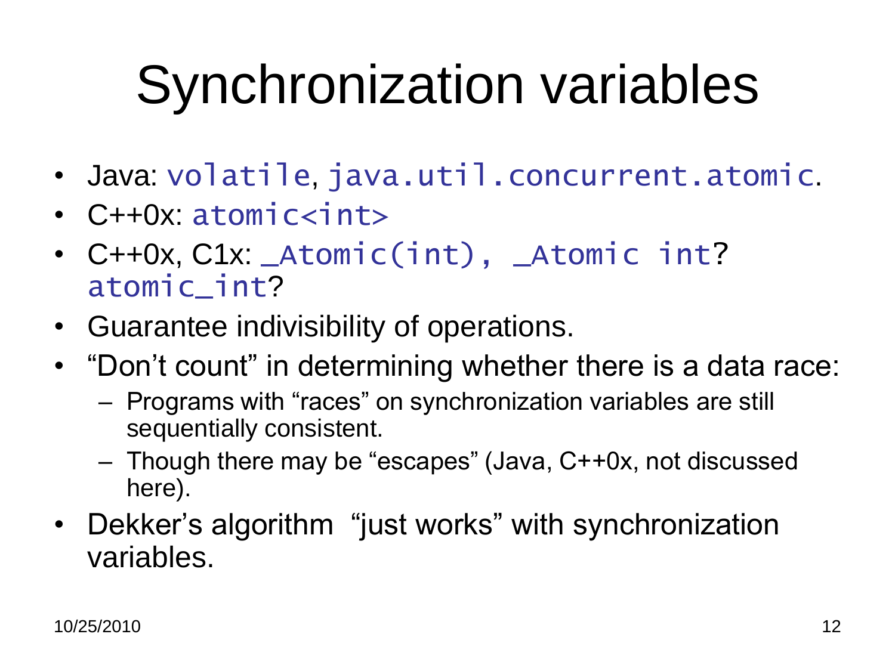# Synchronization variables

- Java: `volatile`, `java.util.concurrent.atomic`.
- C++0x: `atomic<int>`
- C++0x, C1x: `_Atomic(int), _Atomic int`? `atomic_int`?
- Guarantee indivisibility of operations.
- "Don't count" in determining whether there is a data race:
  - Programs with "races" on synchronization variables are still sequentially consistent.
  - Though there may be "escapes" (Java, C++0x, not discussed here).
- Dekker's algorithm "just works" with synchronization variables.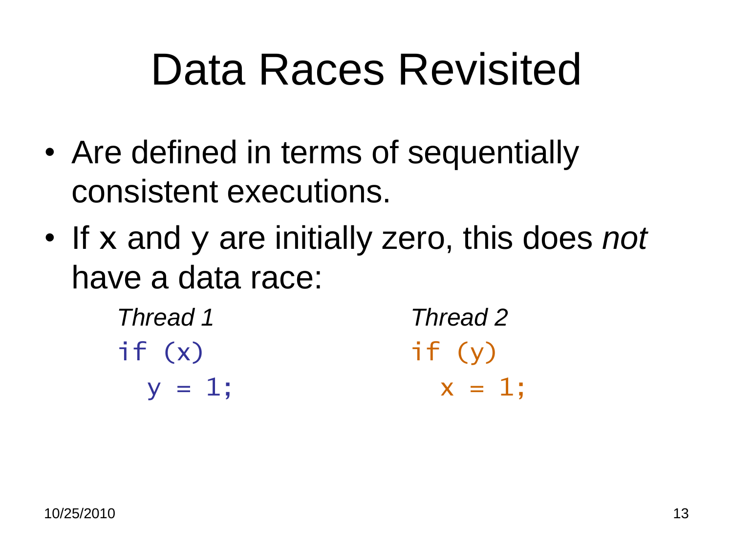# Data Races Revisited

- Are defined in terms of sequentially consistent executions.
- If x and y are initially zero, this does *not* have a data race:

| *Thread 1* | *Thread 2* |
| --- | --- |
| `if (x)` | `if (y)` |
| `  y = 1;` | `  x = 1;` |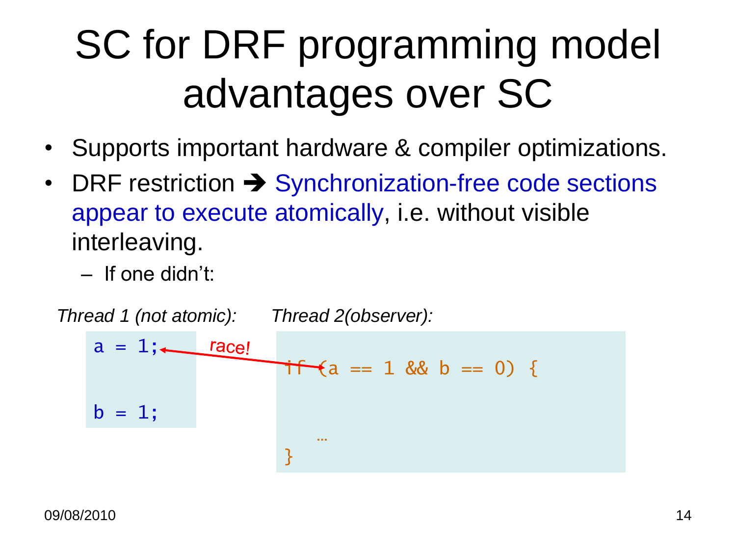# SC for DRF programming model advantages over SC

- Supports important hardware & compiler optimizations.
- DRF restriction ➔ Synchronization-free code sections appear to execute atomically, i.e. without visible interleaving.
  - If one didn't:

*Thread 1 (not atomic):*

```
a = 1;

b = 1;
```

*Thread 2(observer):*

```
if (a == 1 && b == 0) {
    …
}
```

race!

09/08/2010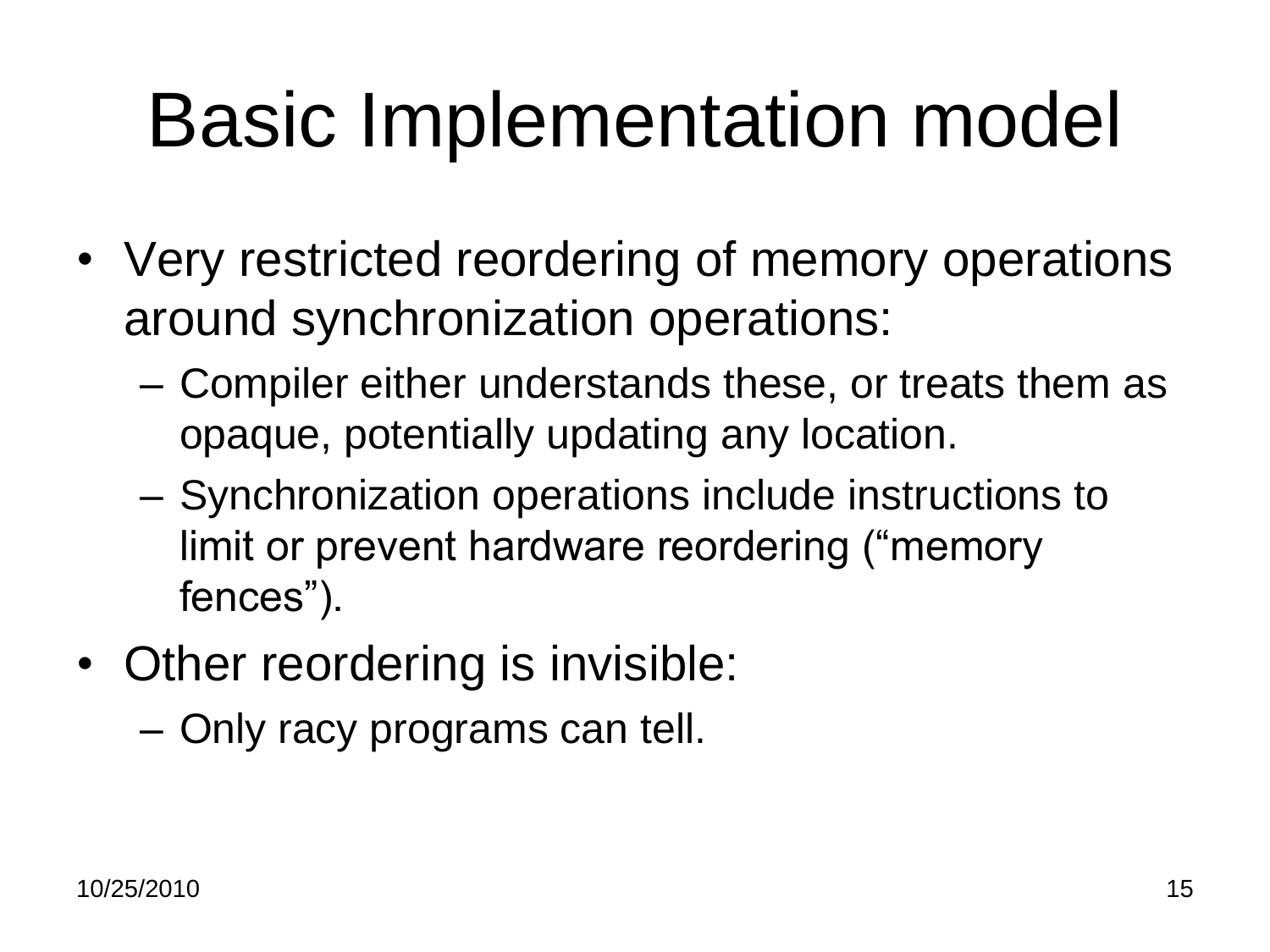# Basic Implementation model

- Very restricted reordering of memory operations around synchronization operations:
  - Compiler either understands these, or treats them as opaque, potentially updating any location.
  - Synchronization operations include instructions to limit or prevent hardware reordering (“memory fences”).
- Other reordering is invisible:
  - Only racy programs can tell.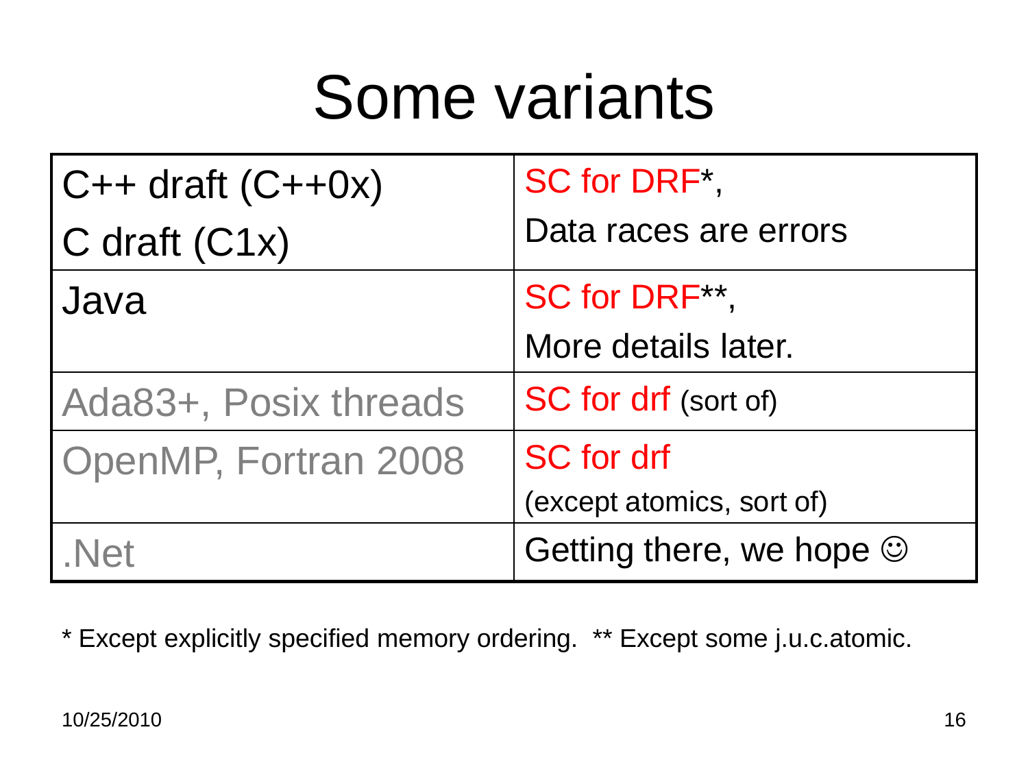# Some variants

| | |
|---|---|
| C++ draft (C++0x)<br>C draft (C1x) | SC for DRF*,<br>Data races are errors |
| Java | SC for DRF**,<br>More details later. |
| Ada83+, Posix threads | SC for drf (sort of) |
| OpenMP, Fortran 2008 | SC for drf<br>(except atomics, sort of) |
| .Net | Getting there, we hope ☺ |

* Except explicitly specified memory ordering. ** Except some j.u.c.atomic.

10/25/2010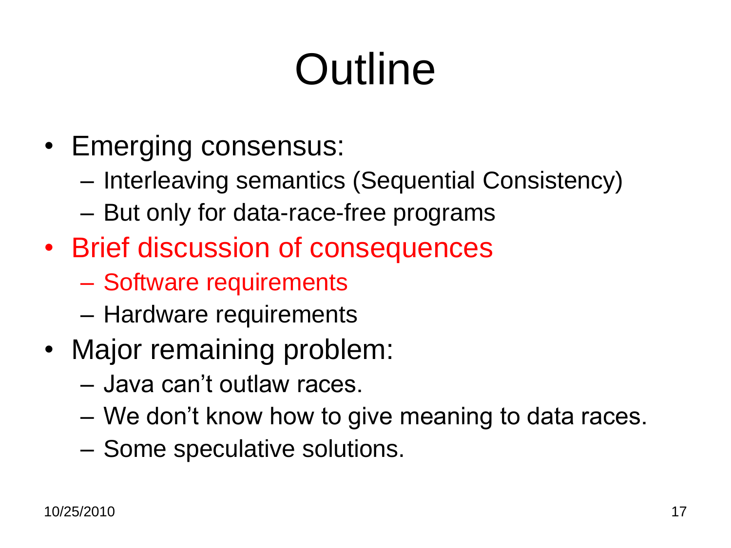# Outline

- Emerging consensus:
  - Interleaving semantics (Sequential Consistency)
  - But only for data-race-free programs
- Brief discussion of consequences
  - Software requirements
  - Hardware requirements
- Major remaining problem:
  - Java can't outlaw races.
  - We don't know how to give meaning to data races.
  - Some speculative solutions.

10/25/2010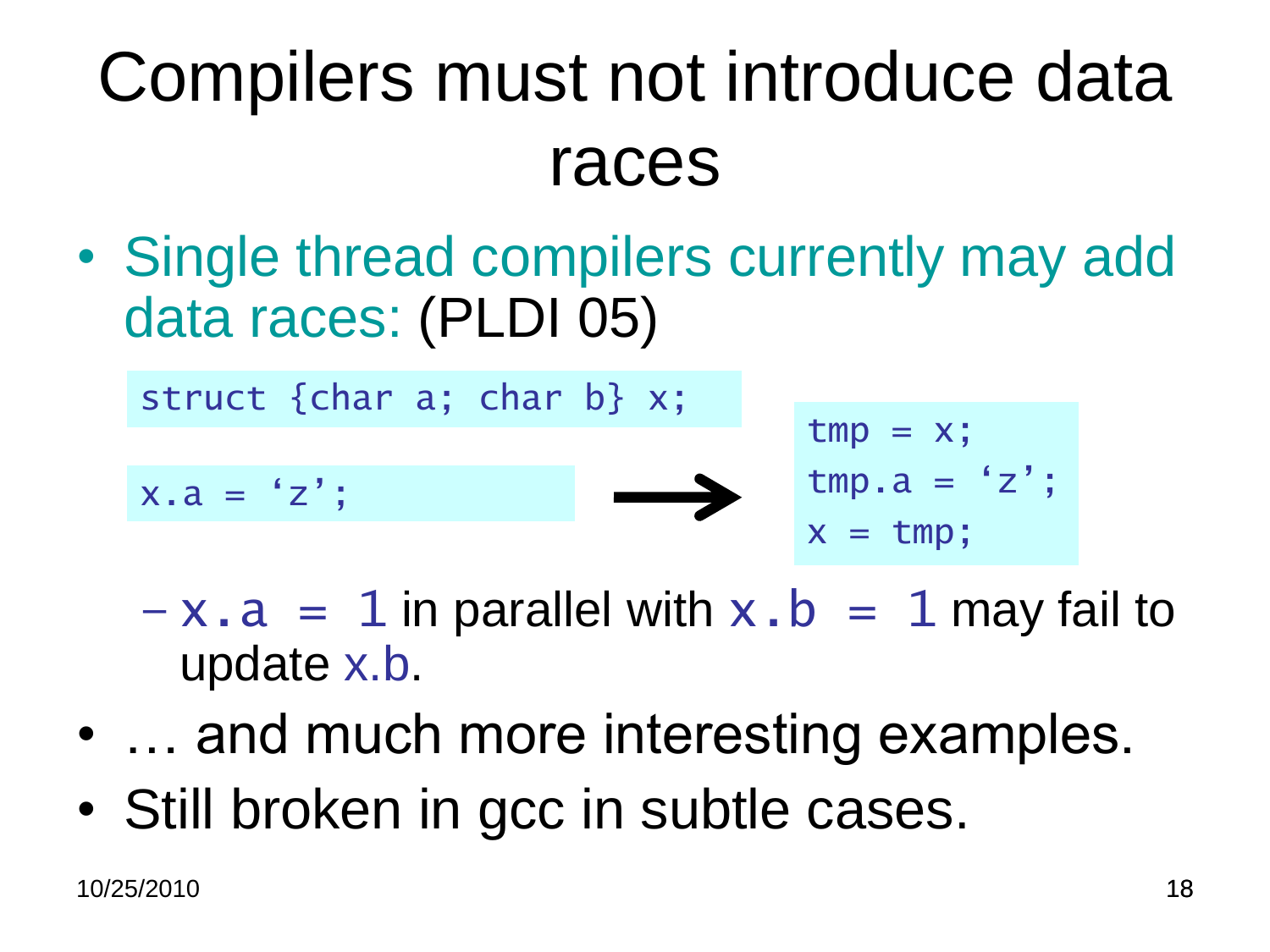# Compilers must not introduce data races

- Single thread compilers currently may add data races: (PLDI 05)

```
struct {char a; char b} x;
```

```
x.a = ‘z’;
```

→

```
tmp = x;
tmp.a = ‘z’;
x = tmp;
```

  - `x.a = 1` in parallel with `x.b = 1` may fail to update x.b.
- … and much more interesting examples.
- Still broken in gcc in subtle cases.

10/25/2010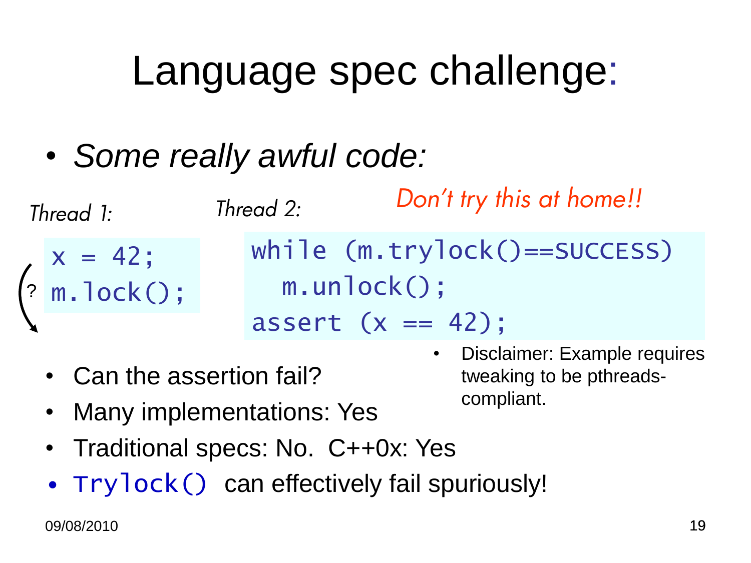# Language spec challenge:

- *Some really awful code:*

*Don't try this at home!!*

*Thread 1:*

```
x = 42;
m.lock();
```

?

*Thread 2:*

```
while (m.trylock()==SUCCESS)
  m.unlock();
assert (x == 42);
```

- Disclaimer: Example requires tweaking to be pthreads-compliant.

- Can the assertion fail?
- Many implementations: Yes
- Traditional specs: No. C++0x: Yes
- `Trylock()` can effectively fail spuriously!

09/08/2010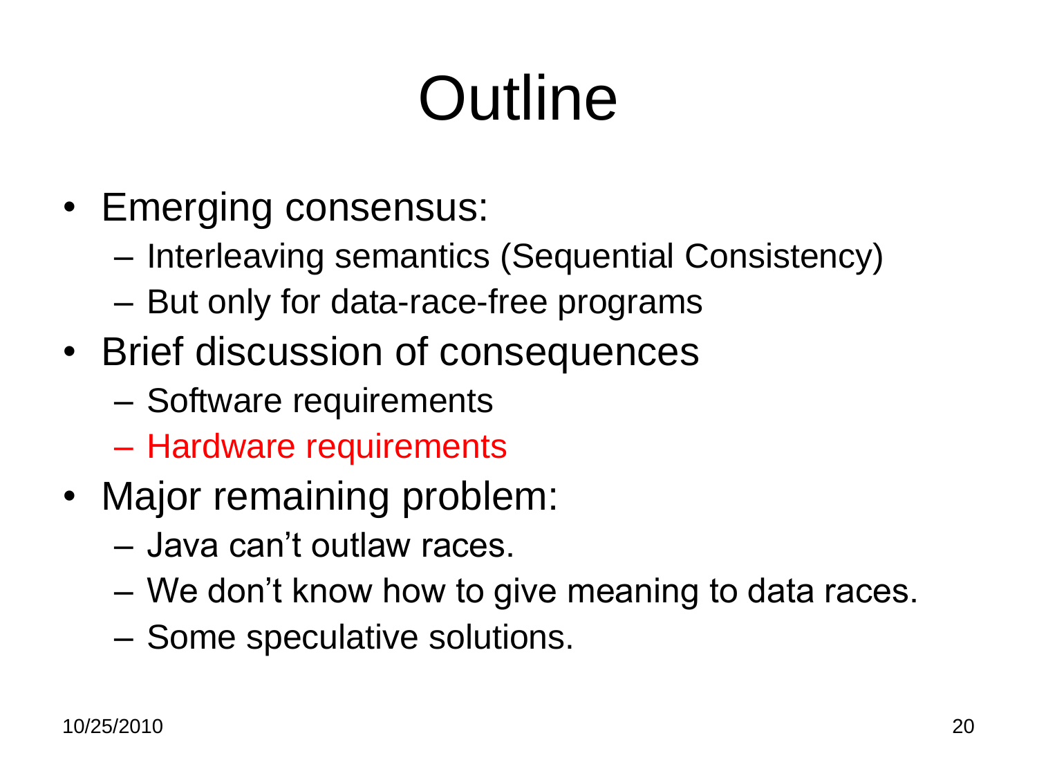# Outline

- Emerging consensus:
  - Interleaving semantics (Sequential Consistency)
  - But only for data-race-free programs
- Brief discussion of consequences
  - Software requirements
  - Hardware requirements
- Major remaining problem:
  - Java can't outlaw races.
  - We don't know how to give meaning to data races.
  - Some speculative solutions.

10/25/2010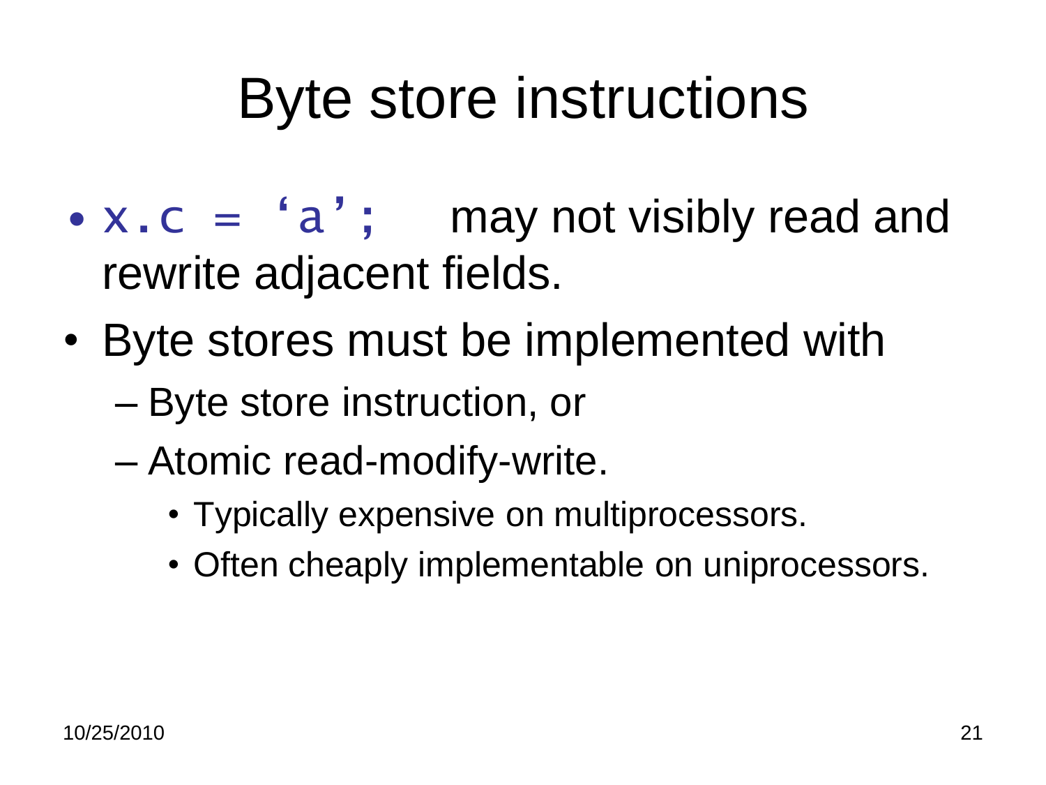# Byte store instructions

- `x.c = 'a';` may not visibly read and rewrite adjacent fields.
- Byte stores must be implemented with
  - Byte store instruction, or
  - Atomic read-modify-write.
    - Typically expensive on multiprocessors.
    - Often cheaply implementable on uniprocessors.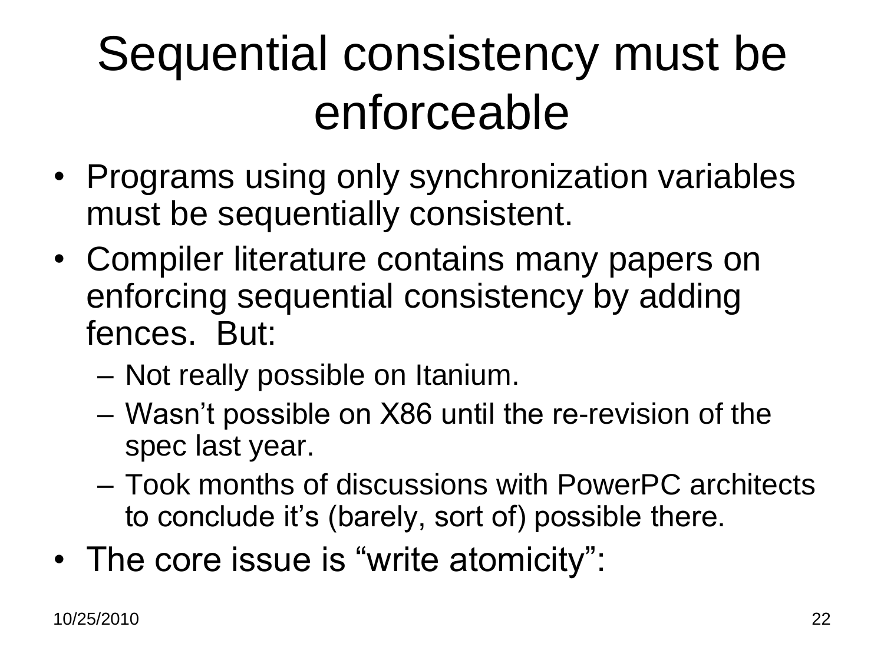# Sequential consistency must be enforceable

- Programs using only synchronization variables must be sequentially consistent.
- Compiler literature contains many papers on enforcing sequential consistency by adding fences. But:
  - Not really possible on Itanium.
  - Wasn't possible on X86 until the re-revision of the spec last year.
  - Took months of discussions with PowerPC architects to conclude it's (barely, sort of) possible there.
- The core issue is "write atomicity":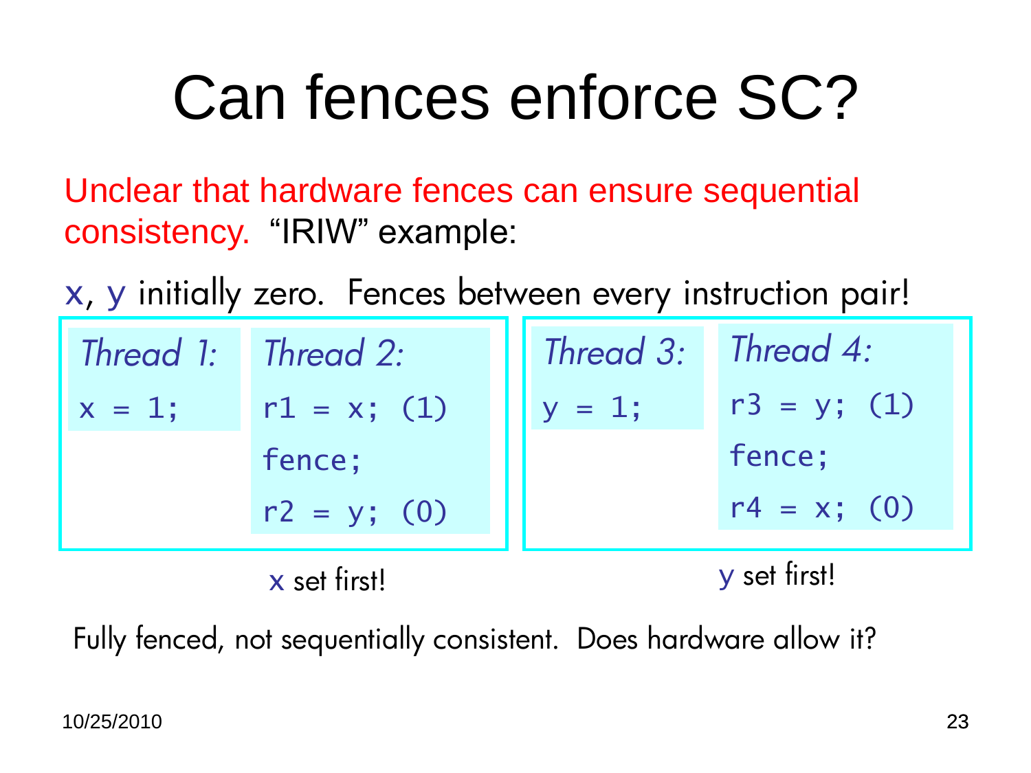# Can fences enforce SC?

Unclear that hardware fences can ensure sequential consistency. “IRIW” example:

x, y initially zero. Fences between every instruction pair!

| *Thread 1:* | *Thread 2:* | *Thread 3:* | *Thread 4:* |
|---|---|---|---|
| `x = 1;` | `r1 = x; (1)` | `y = 1;` | `r3 = y; (1)` |
| | `fence;` | | `fence;` |
| | `r2 = y; (0)` | | `r4 = x; (0)` |

x set first! (Threads 1 and 2)

y set first! (Threads 3 and 4)

Fully fenced, not sequentially consistent. Does hardware allow it?

10/25/2010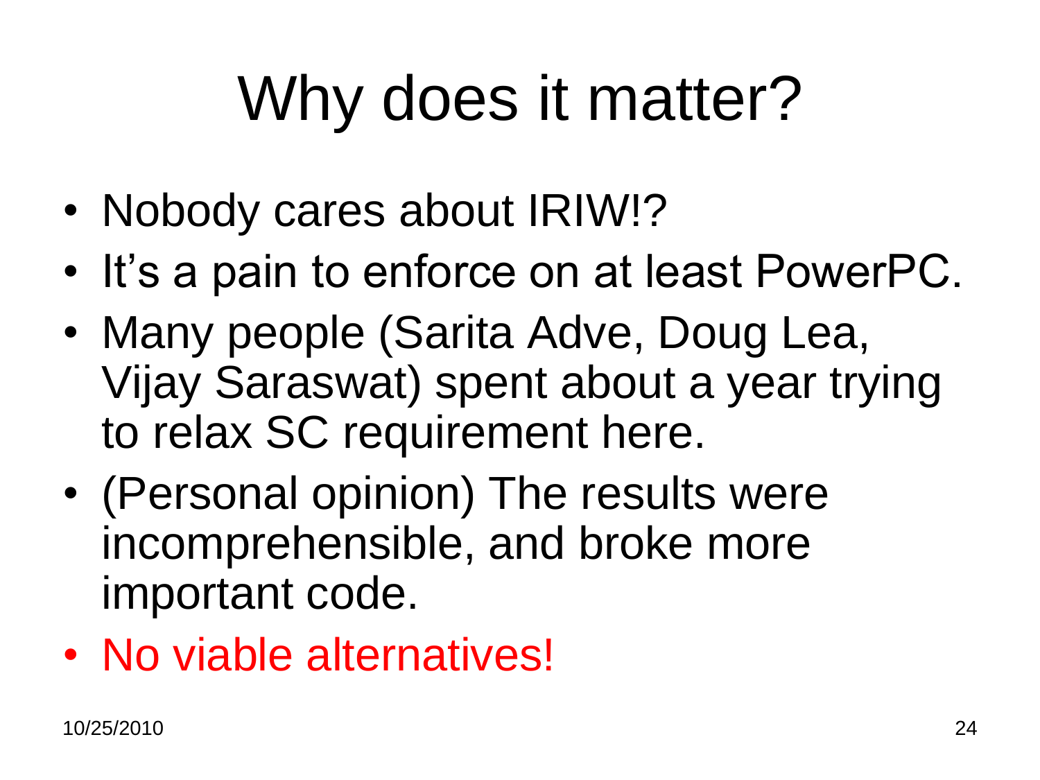# Why does it matter?

- Nobody cares about IRIW!?
- It's a pain to enforce on at least PowerPC.
- Many people (Sarita Adve, Doug Lea, Vijay Saraswat) spent about a year trying to relax SC requirement here.
- (Personal opinion) The results were incomprehensible, and broke more important code.
- No viable alternatives!

10/25/2010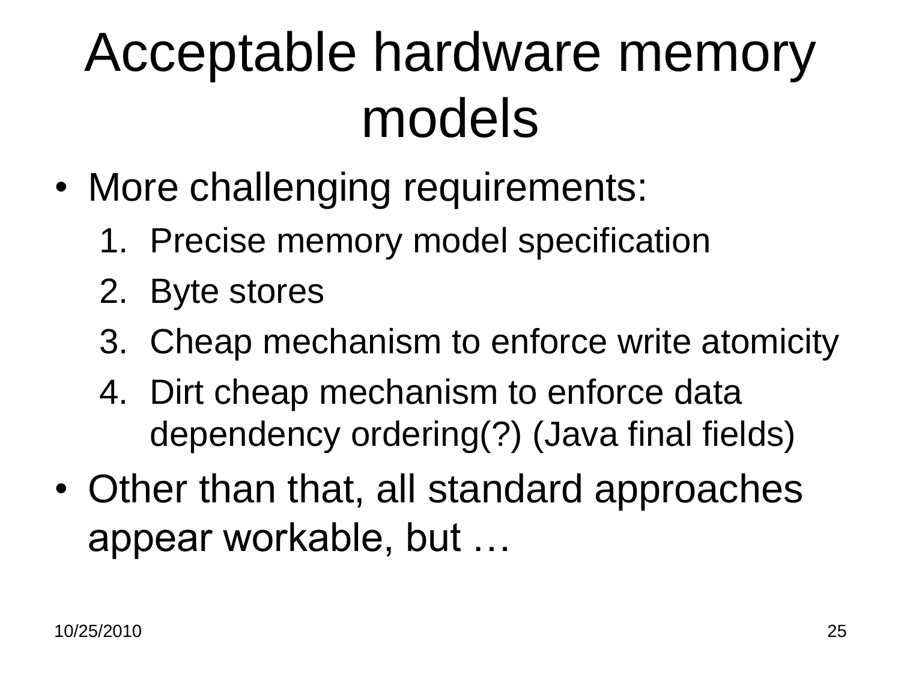# Acceptable hardware memory models

- More challenging requirements:
  1. Precise memory model specification
  2. Byte stores
  3. Cheap mechanism to enforce write atomicity
  4. Dirt cheap mechanism to enforce data dependency ordering(?) (Java final fields)
- Other than that, all standard approaches appear workable, but …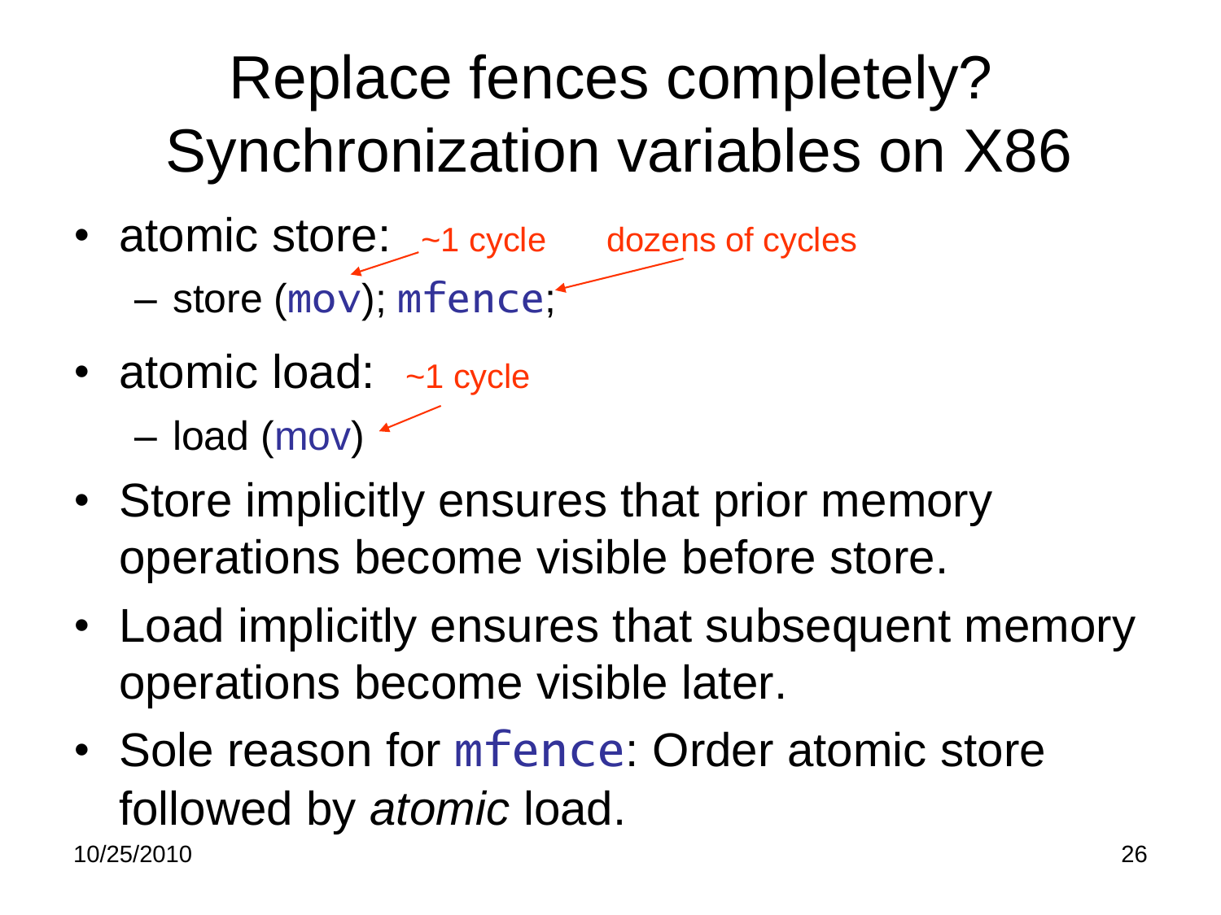# Replace fences completely? Synchronization variables on X86

- atomic store: ~1 cycle dozens of cycles
  - store (`mov`); `mfence`;
- atomic load: ~1 cycle
  - load (`mov`)
- Store implicitly ensures that prior memory operations become visible before store.
- Load implicitly ensures that subsequent memory operations become visible later.
- Sole reason for `mfence`: Order atomic store followed by *atomic* load.

10/25/2010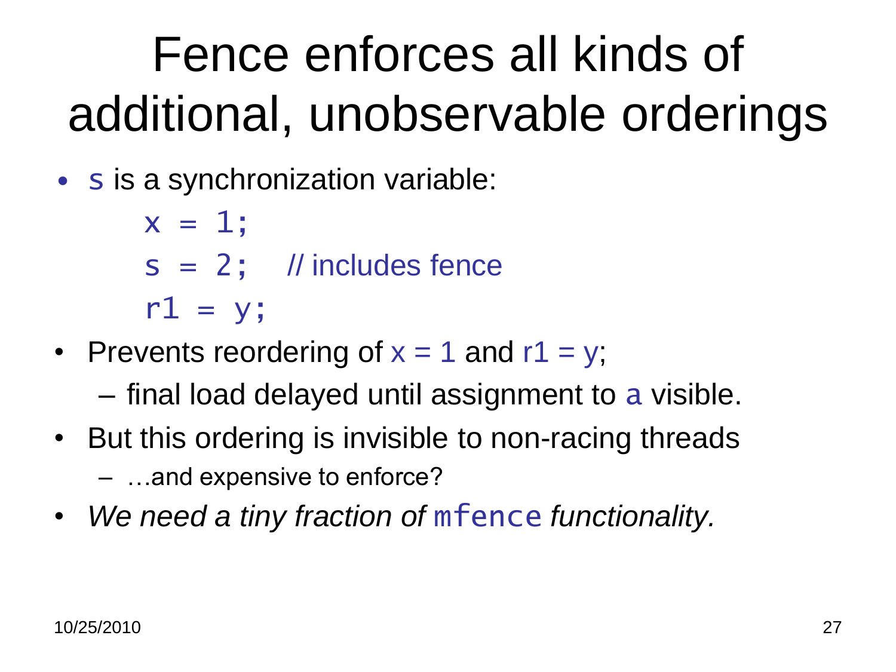# Fence enforces all kinds of additional, unobservable orderings

- `s` is a synchronization variable:

```
x = 1;
s = 2;   // includes fence
r1 = y;
```

- Prevents reordering of `x = 1` and `r1 = y`;
  - final load delayed until assignment to `a` visible.
- But this ordering is invisible to non-racing threads
  - …and expensive to enforce?
- *We need a tiny fraction of* `mfence` *functionality.*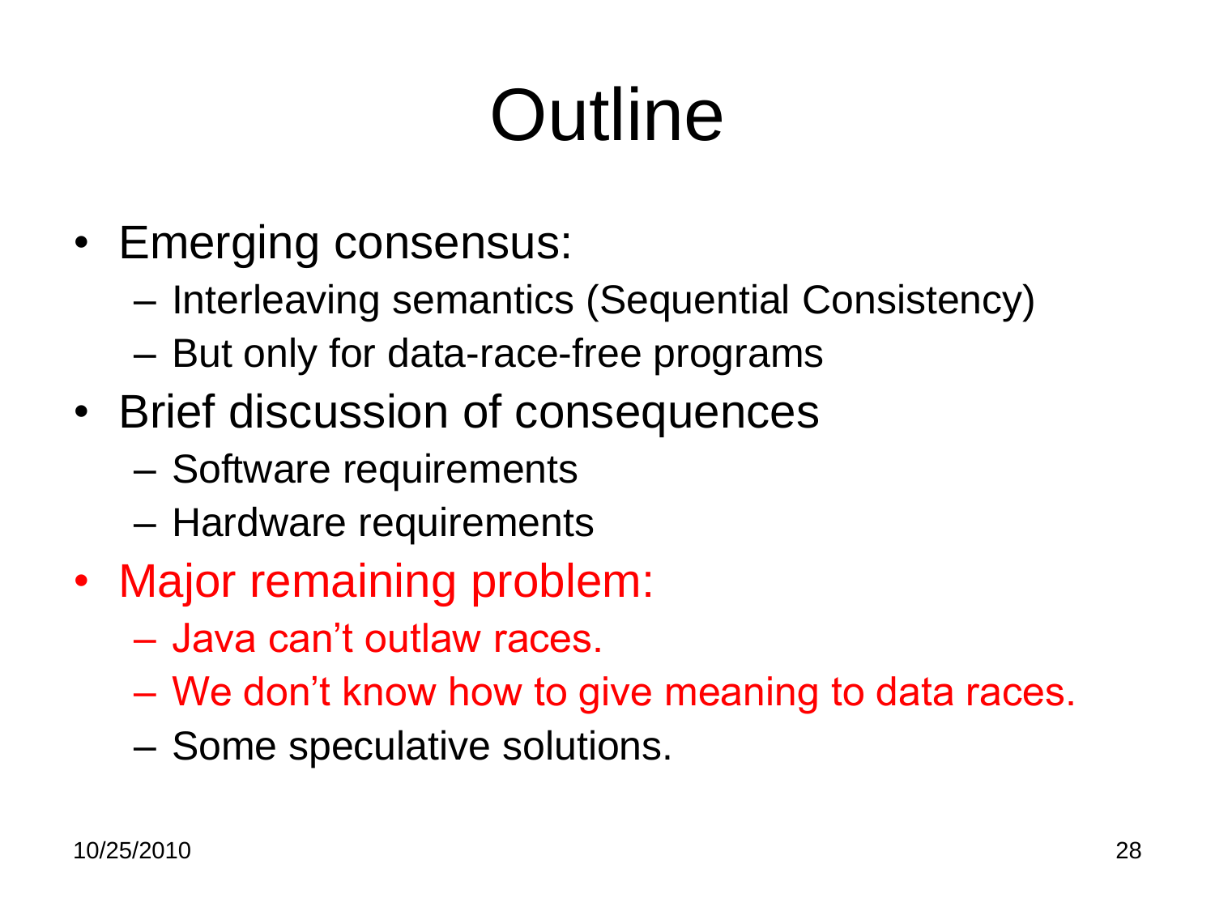# Outline

- Emerging consensus:
  - Interleaving semantics (Sequential Consistency)
  - But only for data-race-free programs
- Brief discussion of consequences
  - Software requirements
  - Hardware requirements
- Major remaining problem:
  - Java can't outlaw races.
  - We don't know how to give meaning to data races.
  - Some speculative solutions.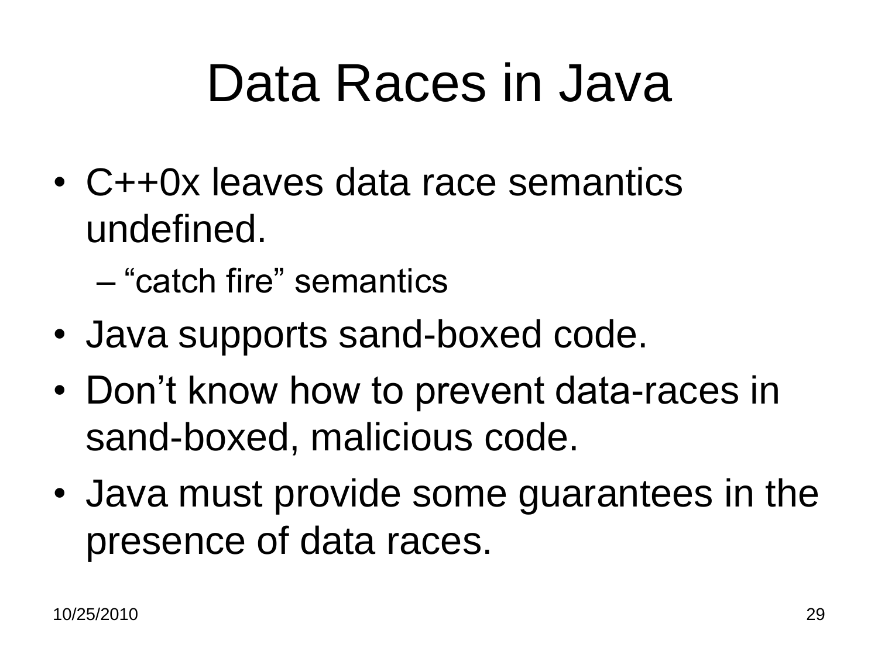# Data Races in Java

- C++0x leaves data race semantics undefined.
  - “catch fire” semantics
- Java supports sand-boxed code.
- Don’t know how to prevent data-races in sand-boxed, malicious code.
- Java must provide some guarantees in the presence of data races.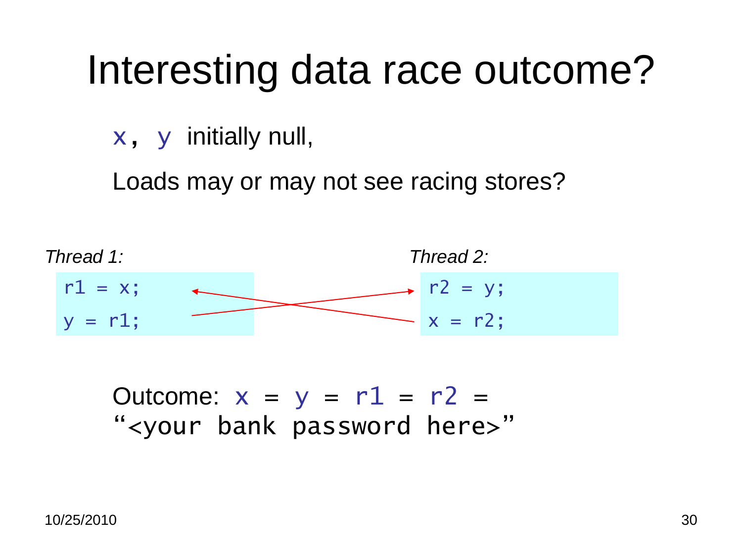# Interesting data race outcome?

`x, y` initially null,

Loads may or may not see racing stores?

*Thread 1:*

```
r1 = x;
y = r1;
```

*Thread 2:*

```
r2 = y;
x = r2;
```

Outcome: `x = y = r1 = r2 =`
`"<your bank password here>"`

10/25/2010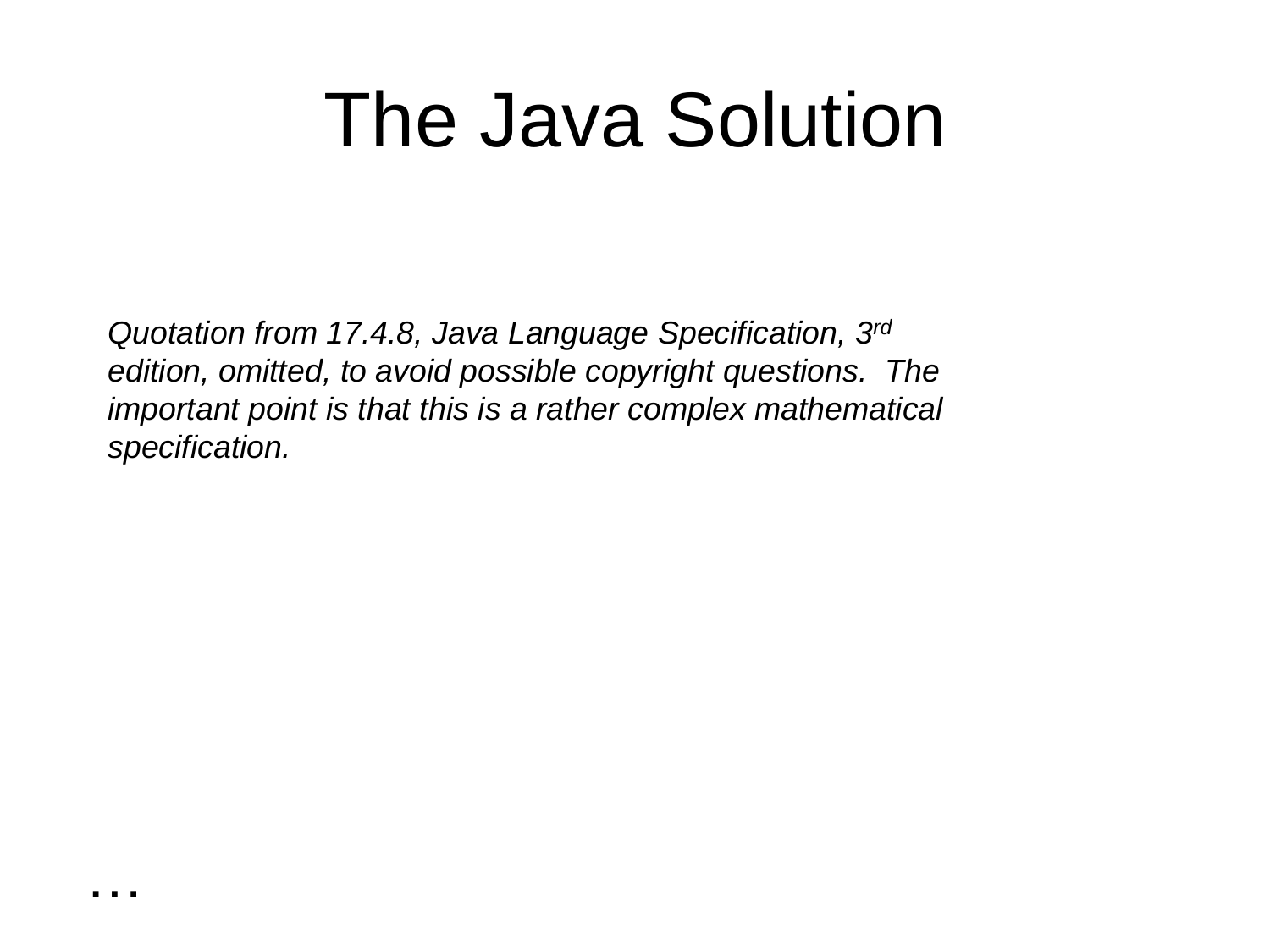# The Java Solution

*Quotation from 17.4.8, Java Language Specification, 3rd edition, omitted, to avoid possible copyright questions. The important point is that this is a rather complex mathematical specification.*

…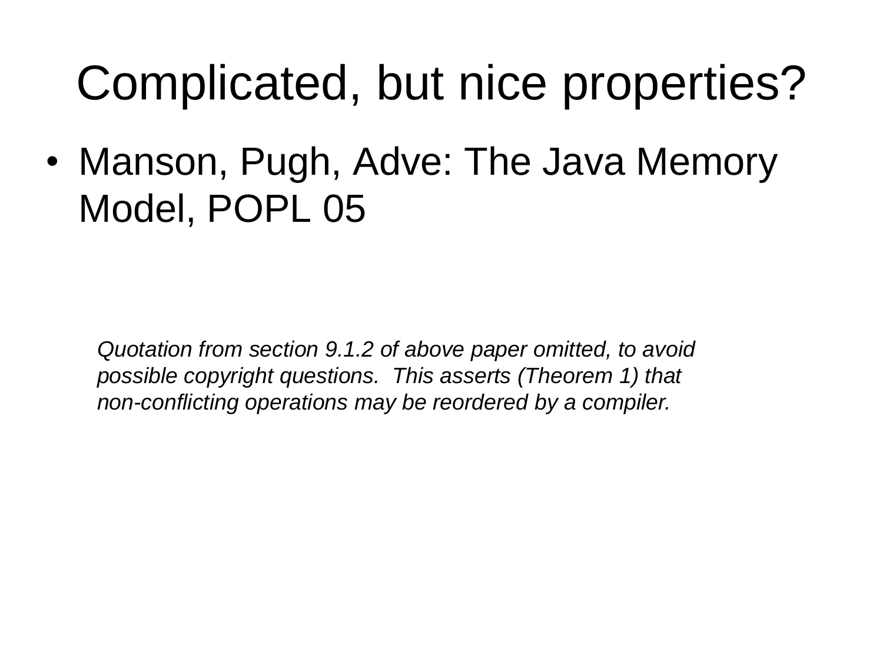# Complicated, but nice properties?

- Manson, Pugh, Adve: The Java Memory Model, POPL 05

*Quotation from section 9.1.2 of above paper omitted, to avoid possible copyright questions. This asserts (Theorem 1) that non-conflicting operations may be reordered by a compiler.*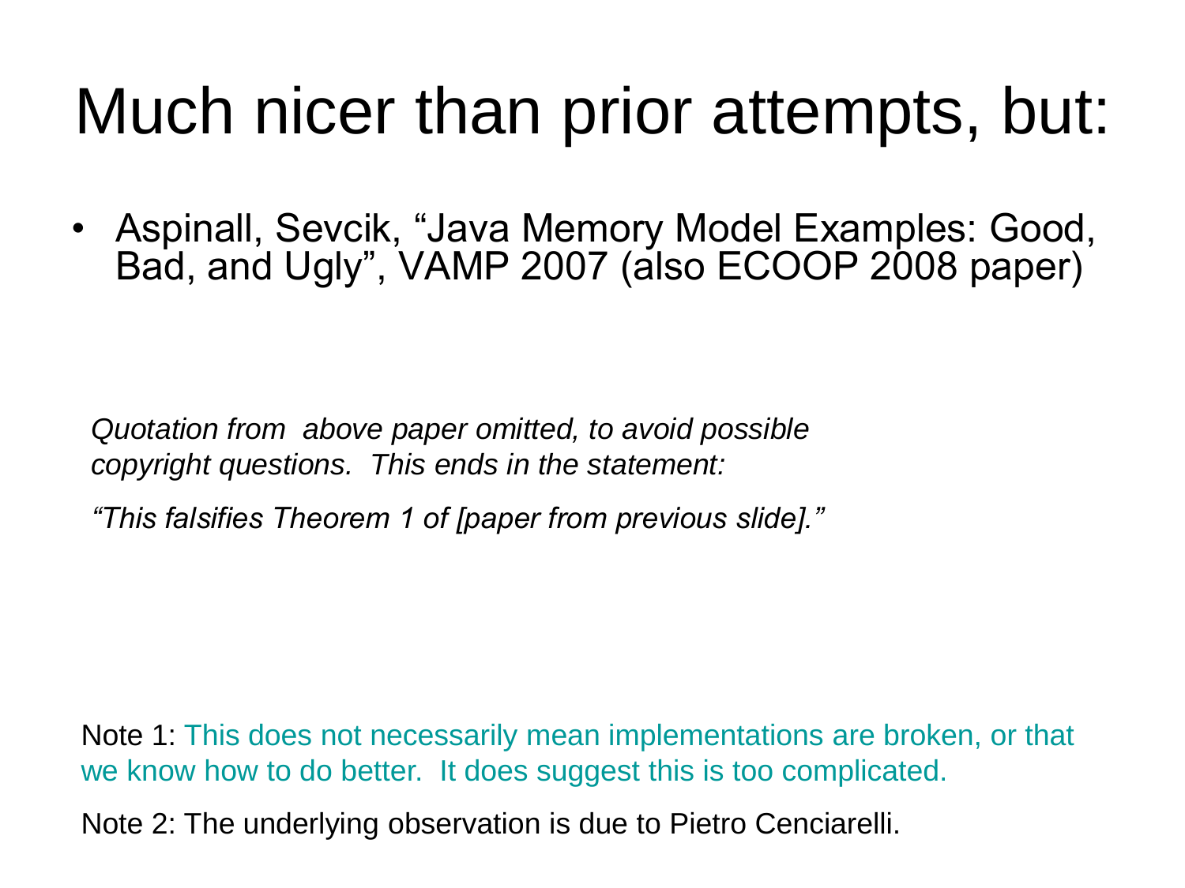# Much nicer than prior attempts, but:

- Aspinall, Sevcik, “Java Memory Model Examples: Good, Bad, and Ugly”, VAMP 2007 (also ECOOP 2008 paper)

*Quotation from above paper omitted, to avoid possible copyright questions. This ends in the statement:*

*“This falsifies Theorem 1 of [paper from previous slide].”*

Note 1: This does not necessarily mean implementations are broken, or that we know how to do better. It does suggest this is too complicated.

Note 2: The underlying observation is due to Pietro Cenciarelli.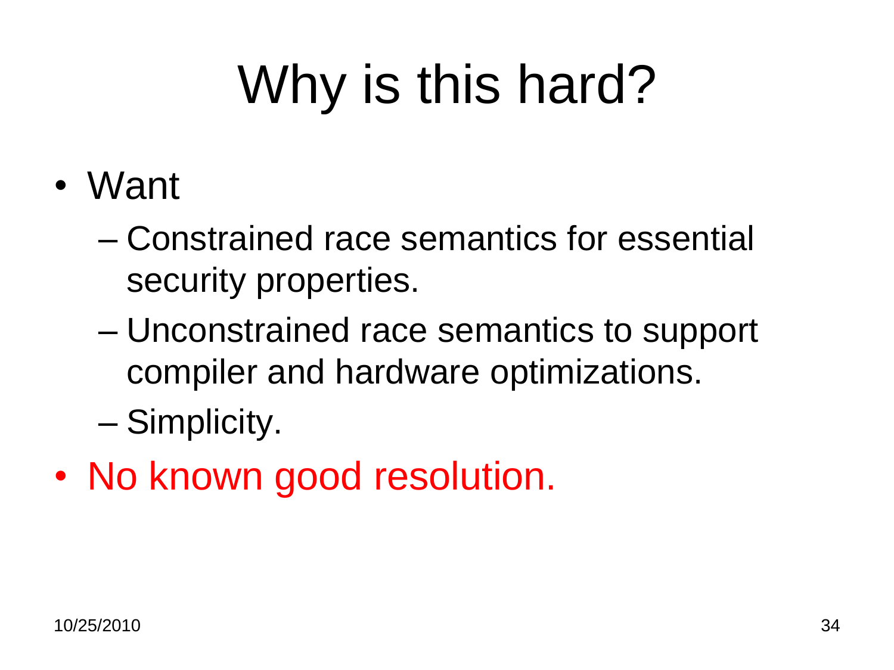# Why is this hard?

- Want
  - Constrained race semantics for essential security properties.
  - Unconstrained race semantics to support compiler and hardware optimizations.
  - Simplicity.
- No known good resolution.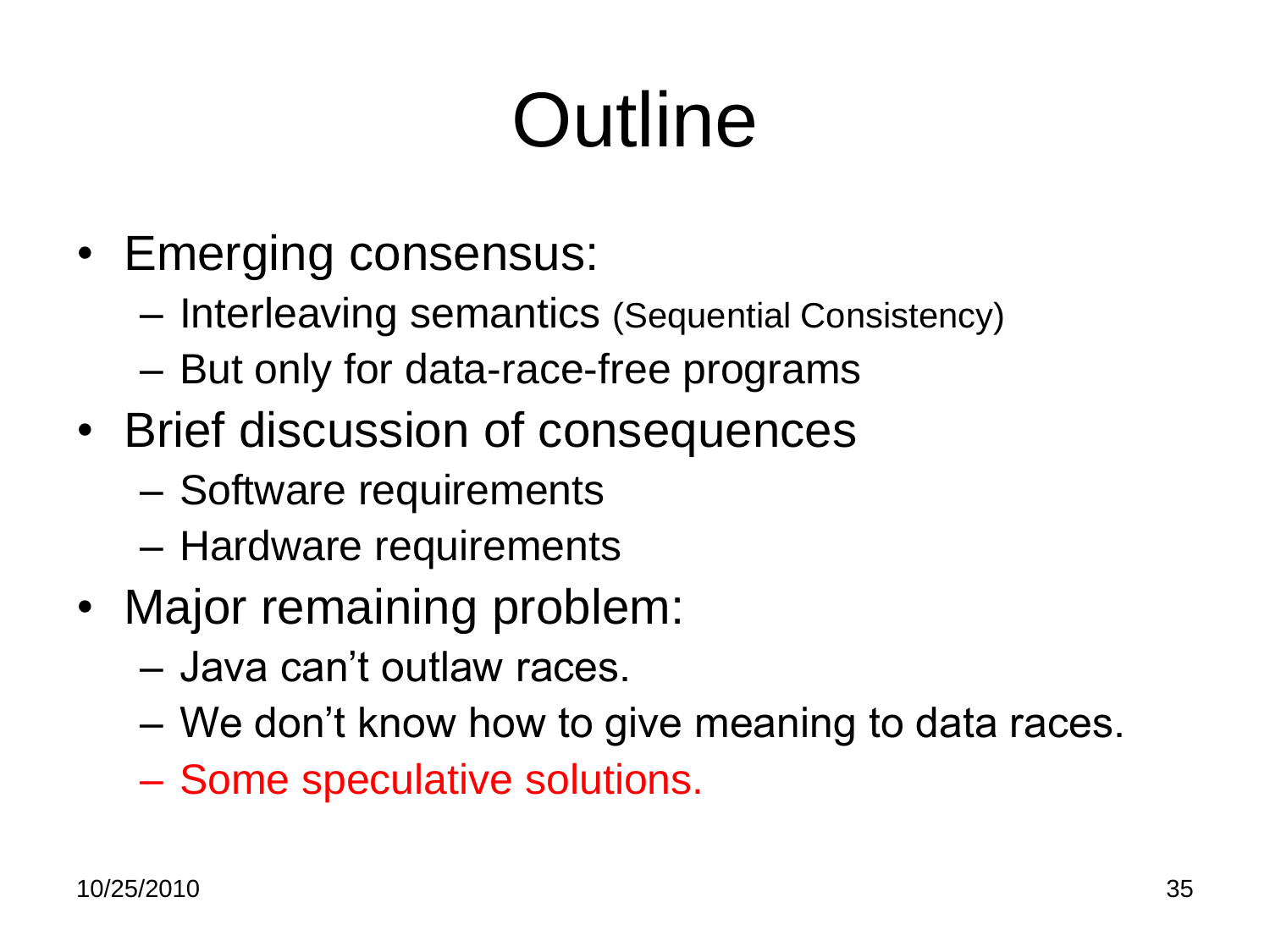# Outline

- Emerging consensus:
  - Interleaving semantics (Sequential Consistency)
  - But only for data-race-free programs
- Brief discussion of consequences
  - Software requirements
  - Hardware requirements
- Major remaining problem:
  - Java can't outlaw races.
  - We don't know how to give meaning to data races.
  - Some speculative solutions.

10/25/2010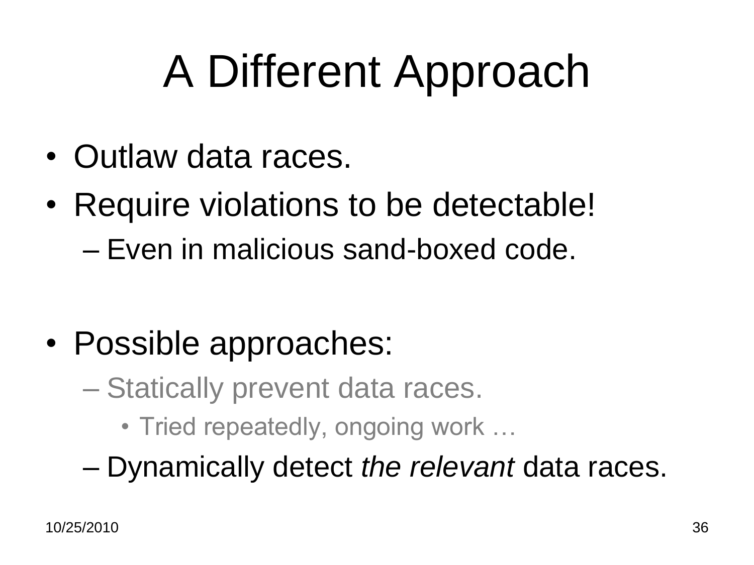# A Different Approach

- Outlaw data races.
- Require violations to be detectable!
  - Even in malicious sand-boxed code.

- Possible approaches:
  - Statically prevent data races.
    - Tried repeatedly, ongoing work …
  - Dynamically detect *the relevant* data races.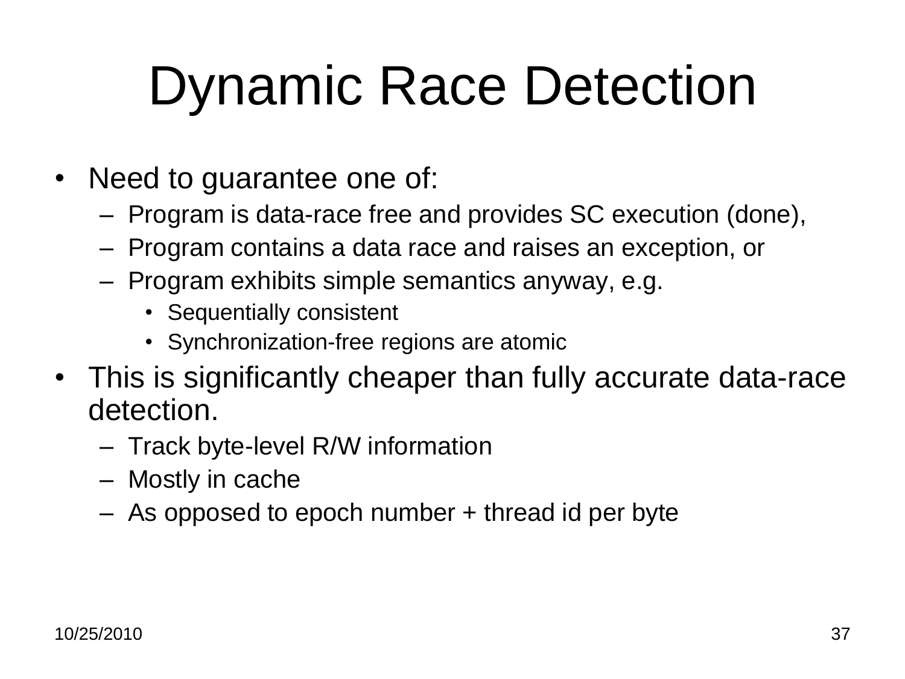# Dynamic Race Detection

- Need to guarantee one of:
  - Program is data-race free and provides SC execution (done),
  - Program contains a data race and raises an exception, or
  - Program exhibits simple semantics anyway, e.g.
    - Sequentially consistent
    - Synchronization-free regions are atomic
- This is significantly cheaper than fully accurate data-race detection.
  - Track byte-level R/W information
  - Mostly in cache
  - As opposed to epoch number + thread id per byte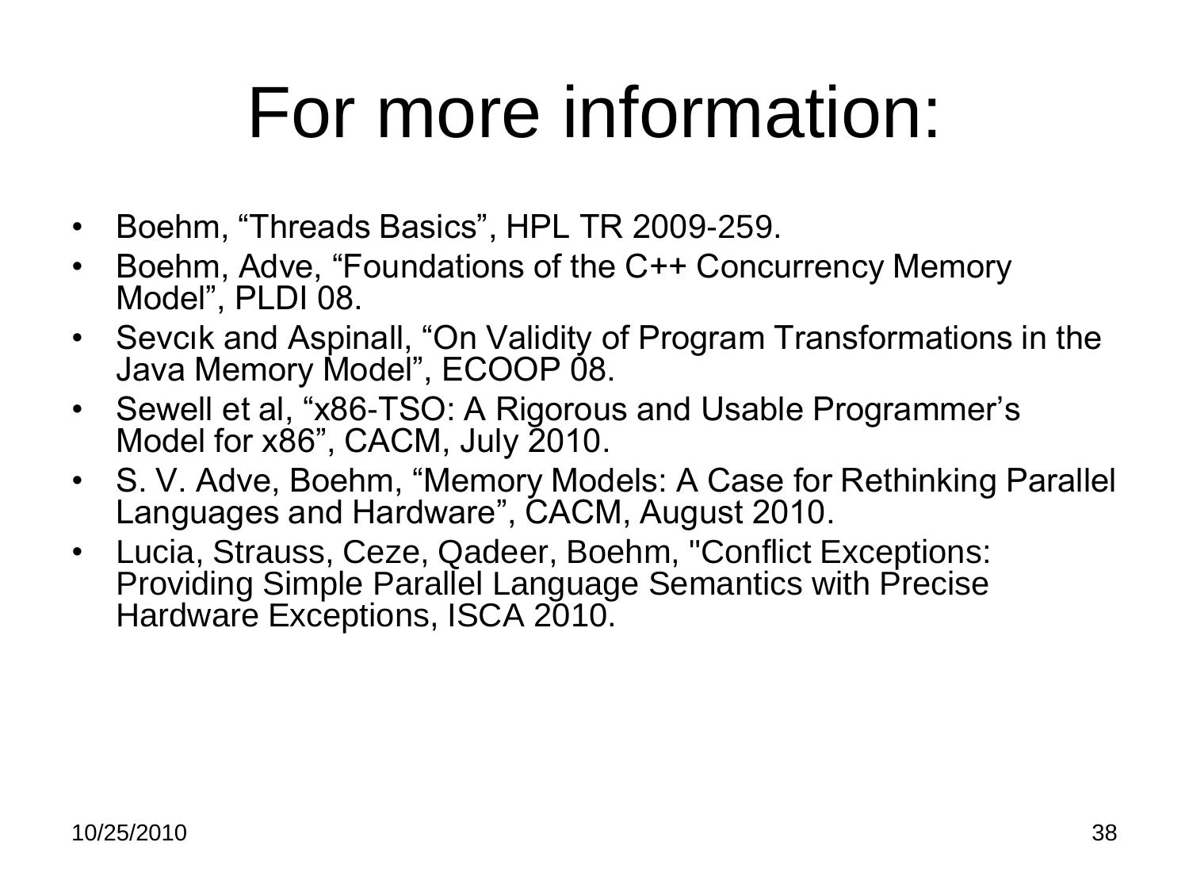# For more information:

- Boehm, “Threads Basics”, HPL TR 2009-259.
- Boehm, Adve, “Foundations of the C++ Concurrency Memory Model”, PLDI 08.
- Sevcık and Aspinall, “On Validity of Program Transformations in the Java Memory Model”, ECOOP 08.
- Sewell et al, “x86-TSO: A Rigorous and Usable Programmer’s Model for x86”, CACM, July 2010.
- S. V. Adve, Boehm, “Memory Models: A Case for Rethinking Parallel Languages and Hardware”, CACM, August 2010.
- Lucia, Strauss, Ceze, Qadeer, Boehm, "Conflict Exceptions: Providing Simple Parallel Language Semantics with Precise Hardware Exceptions, ISCA 2010.

10/25/2010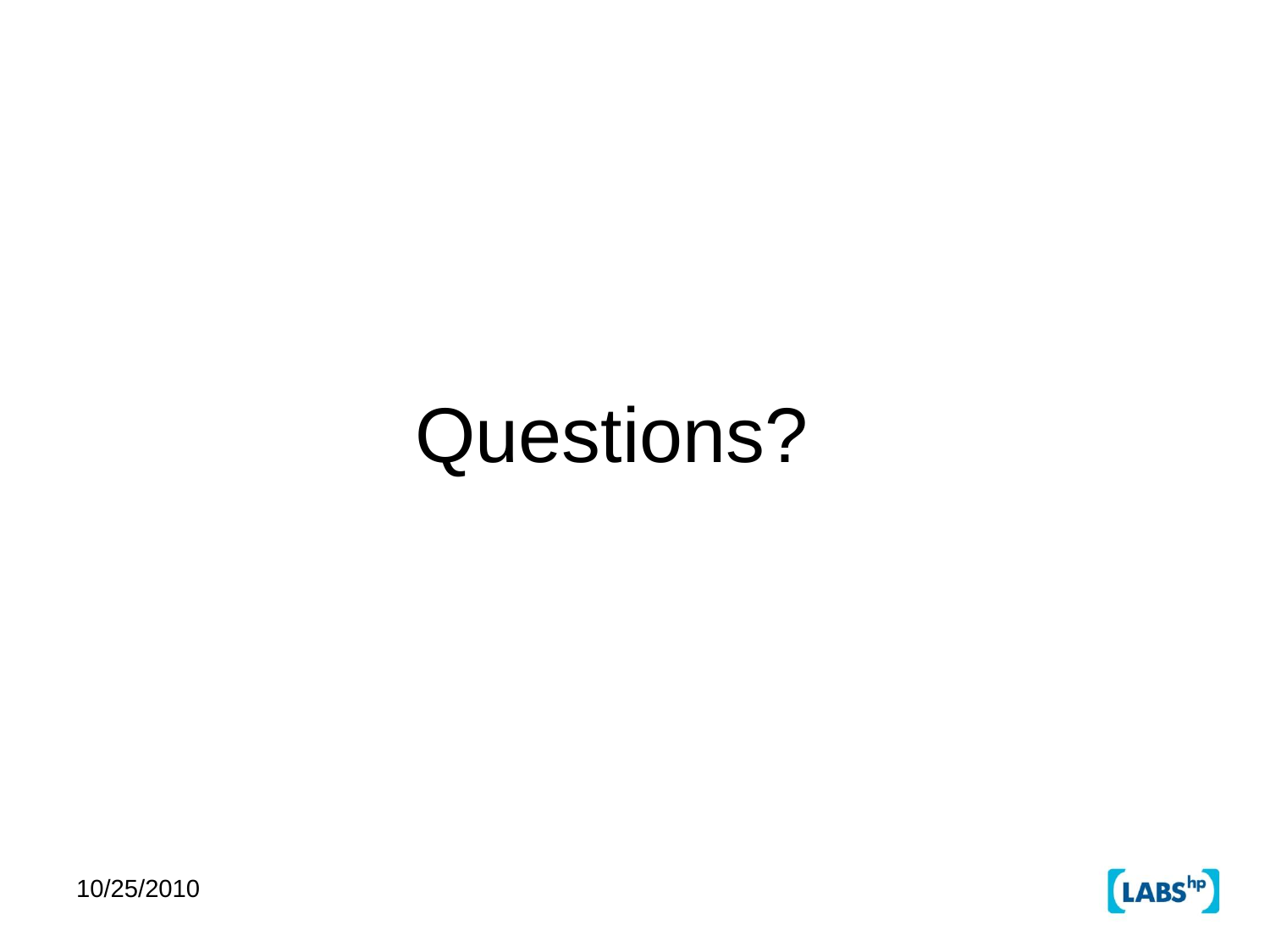# Questions?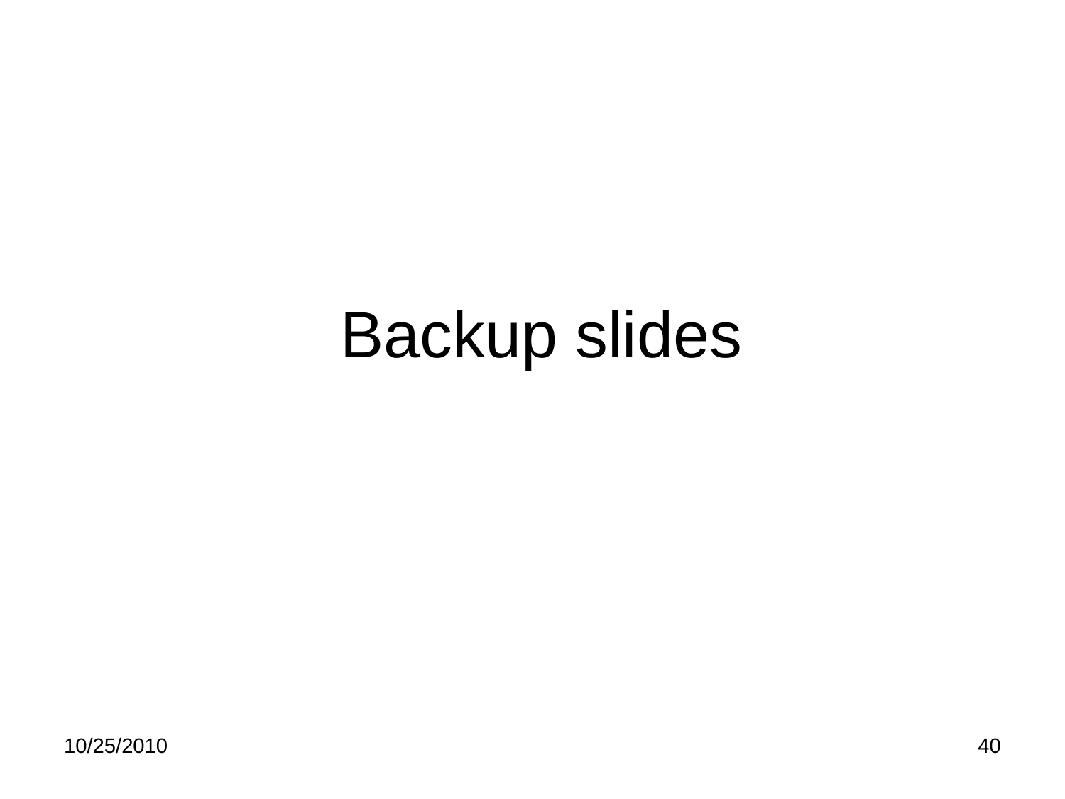# Backup slides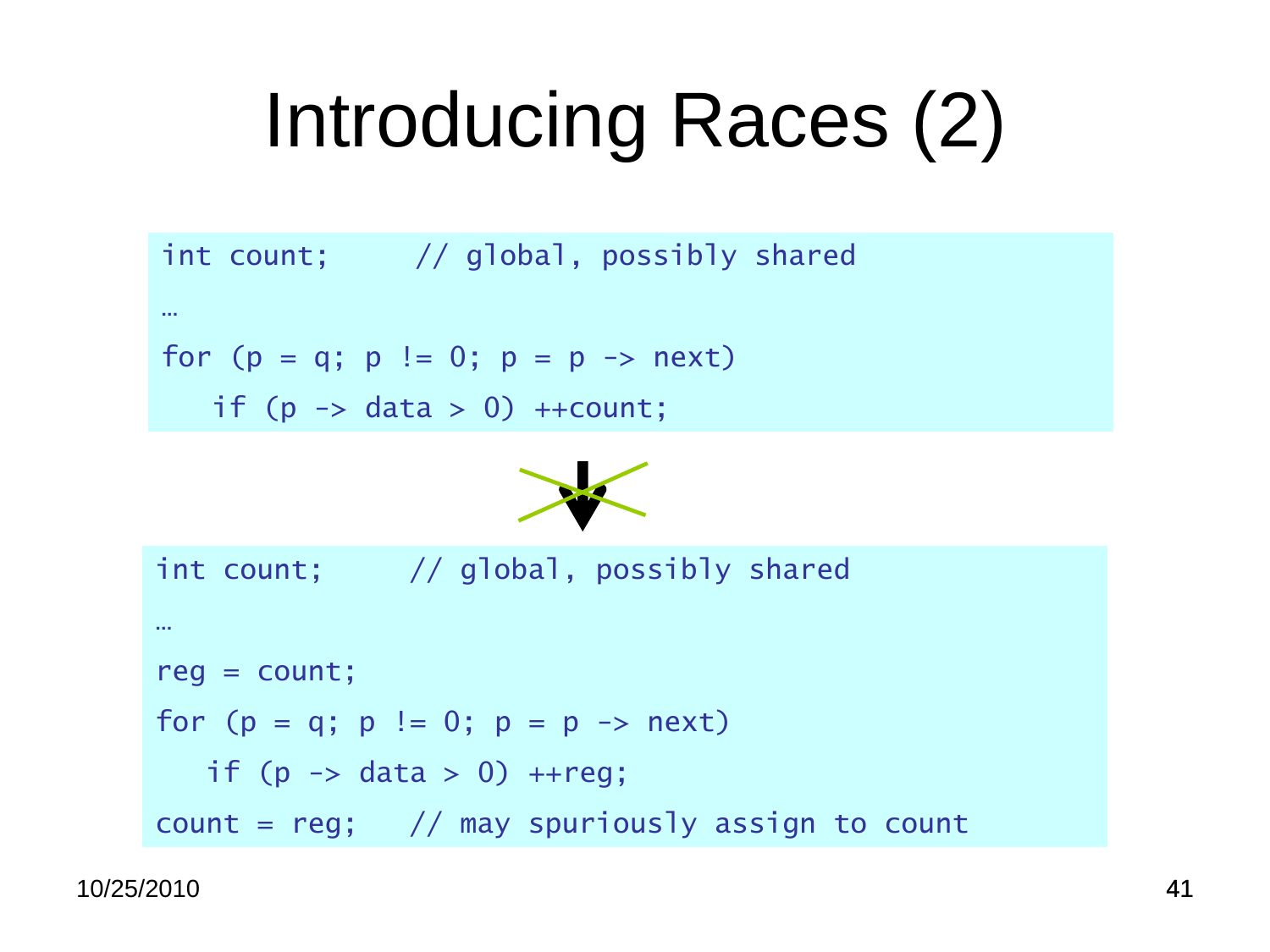# Introducing Races (2)

```
int count;     // global, possibly shared
…
for (p = q; p != 0; p = p -> next)
   if (p -> data > 0) ++count;
```

```
int count;     // global, possibly shared
…
reg = count;
for (p = q; p != 0; p = p -> next)
   if (p -> data > 0) ++reg;
count = reg;   // may spuriously assign to count
```

10/25/2010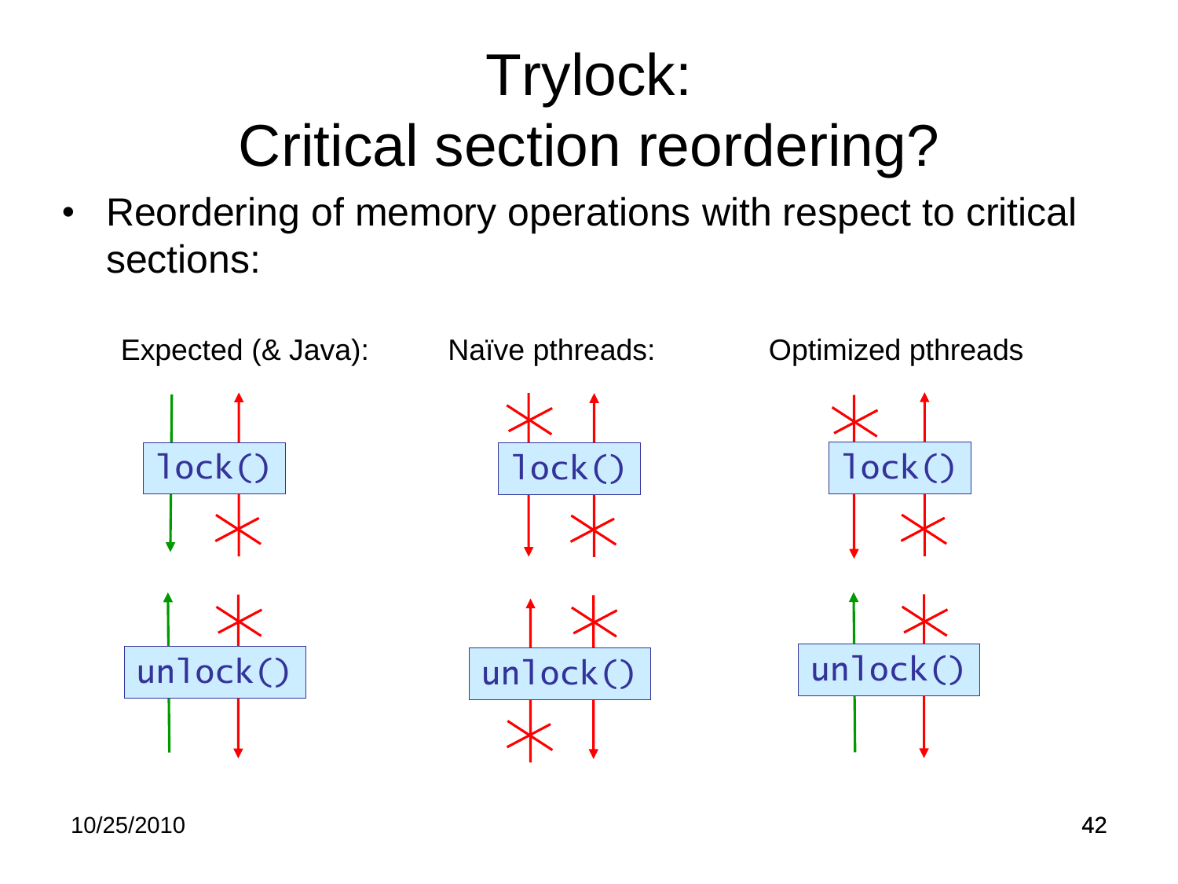# Trylock: Critical section reordering?

- Reordering of memory operations with respect to critical sections:

Expected (& Java):

`lock()`

`unlock()`

Naïve pthreads:

`lock()`

`unlock()`

Optimized pthreads

`lock()`

`unlock()`

10/25/2010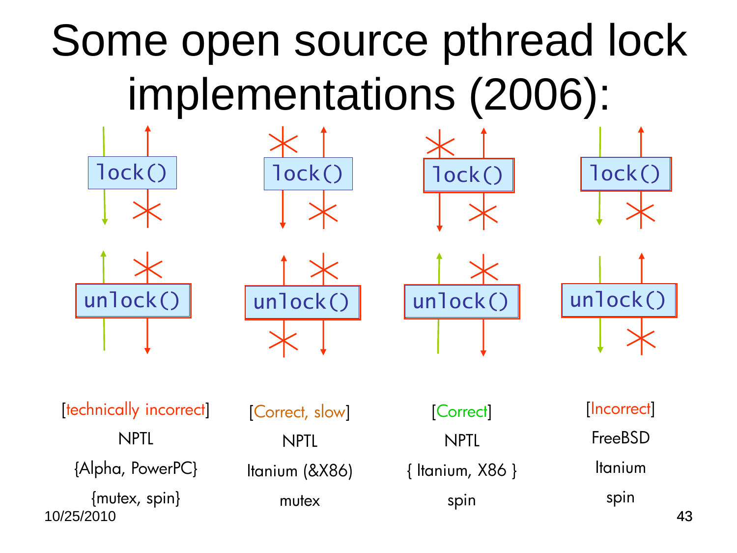# Some open source pthread lock implementations (2006):

lock()

unlock()

lock()

unlock()

lock()

unlock()

lock()

unlock()

[technically incorrect]
NPTL
{Alpha, PowerPC}
{mutex, spin}

[Correct, slow]
NPTL
Itanium (&X86)
mutex

[Correct]
NPTL
{ Itanium, X86 }
spin

[Incorrect]
FreeBSD
Itanium
spin